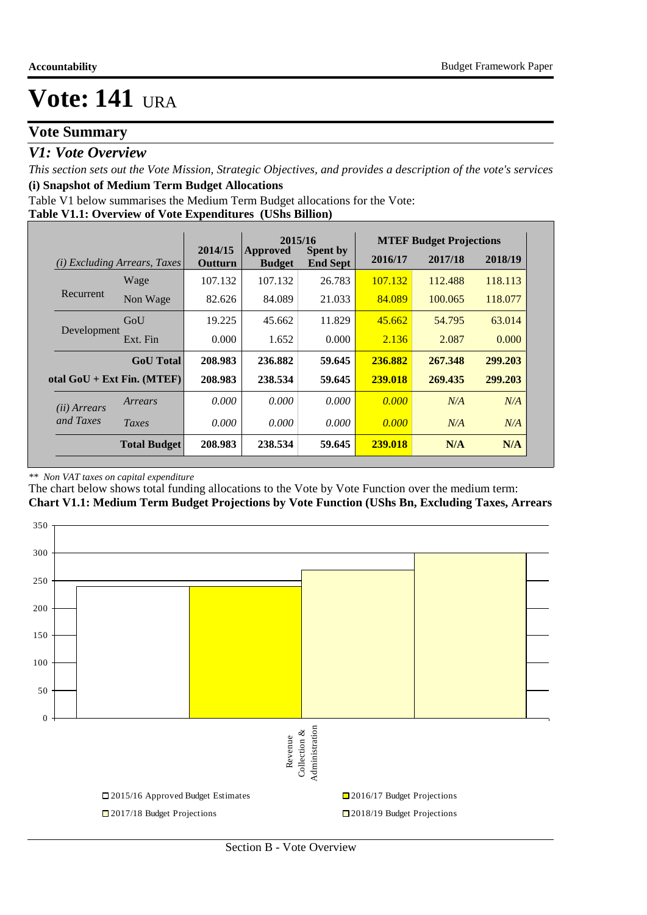# Vote: 141 URA

## Vote Summary

### *V1: Vote Overview*

*This section sets out the Vote Mission, Strategic Objectives, and provides a description of the vote's services*

**(i) Snapshot of Medium Term Budget Allocations**

Table V1 below summarises the Medium Term Budget allocations for the Vote:

**Table V1.1: Overview of Vote Expenditures (UShs Billion)**

| *(i) Excluding Arrears, Taxes* | | 2014/15 Outturn | 2015/16 Approved Budget | 2015/16 Spent by End Sept | MTEF Budget Projections 2016/17 | 2017/18 | 2018/19 |
|---|---|---|---|---|---|---|---|
| Recurrent | Wage | 107.132 | 107.132 | 26.783 | 107.132 | 112.488 | 118.113 |
| | Non Wage | 82.626 | 84.089 | 21.033 | 84.089 | 100.065 | 118.077 |
| Development | GoU | 19.225 | 45.662 | 11.829 | 45.662 | 54.795 | 63.014 |
| | Ext. Fin | 0.000 | 1.652 | 0.000 | 2.136 | 2.087 | 0.000 |
| | **GoU Total** | **208.983** | **236.882** | **59.645** | **236.882** | **267.348** | **299.203** |
| **otal GoU + Ext Fin. (MTEF)** | | **208.983** | **238.534** | **59.645** | **239.018** | **269.435** | **299.203** |
| *(ii) Arrears and Taxes* | *Arrears* | *0.000* | *0.000* | *0.000* | *0.000* | *N/A* | *N/A* |
| | *Taxes* | *0.000* | *0.000* | *0.000* | *0.000* | *N/A* | *N/A* |
| | **Total Budget** | **208.983** | **238.534** | **59.645** | **239.018** | **N/A** | **N/A** |

*\*\* Non VAT taxes on capital expenditure*

The chart below shows total funding allocations to the Vote by Vote Function over the medium term:

**Chart V1.1: Medium Term Budget Projections by Vote Function (UShs Bn, Excluding Taxes, Arrears**

| Vote Function | 2015/16 Approved Budget Estimates | 2016/17 Budget Projections | 2017/18 Budget Projections | 2018/19 Budget Projections |
|---|---|---|---|---|
| Revenue Collection & Administration | ~239 | ~239 | ~269 | ~299 |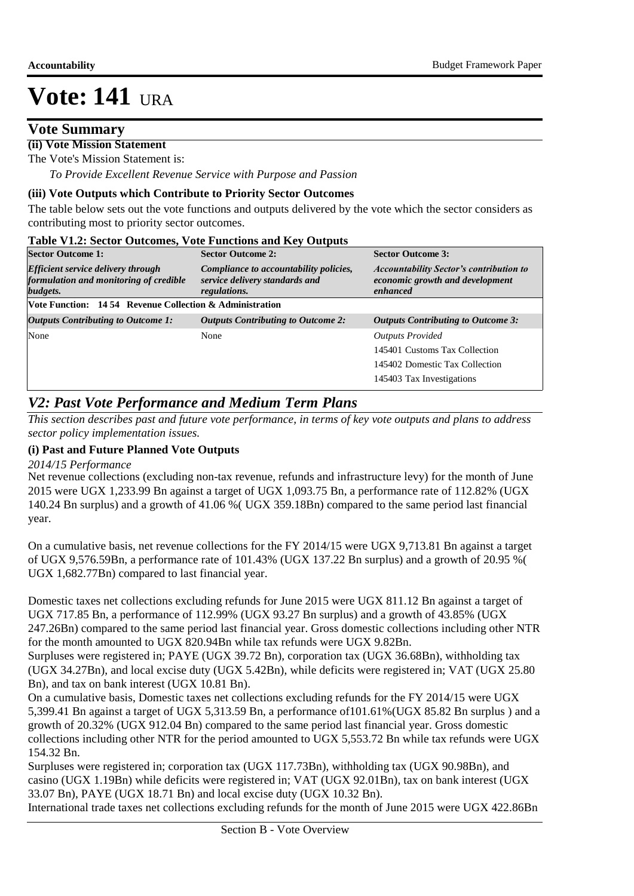# Vote: 141 URA

## Vote Summary

**(ii) Vote Mission Statement**

The Vote's Mission Statement is:

*To Provide Excellent Revenue Service with Purpose and Passion*

**(iii) Vote Outputs which Contribute to Priority Sector Outcomes**

The table below sets out the vote functions and outputs delivered by the vote which the sector considers as contributing most to priority sector outcomes.

**Table V1.2: Sector Outcomes, Vote Functions and Key Outputs**

| Sector Outcome 1: | Sector Outcome 2: | Sector Outcome 3: |
|---|---|---|
| *Efficient service delivery through formulation and monitoring of credible budgets.* | *Compliance to accountability policies, service delivery standards and regulations.* | *Accountability Sector's contribution to economic growth and development enhanced* |
| **Vote Function: 14 54 Revenue Collection & Administration** | | |
| *Outputs Contributing to Outcome 1:* | *Outputs Contributing to Outcome 2:* | *Outputs Contributing to Outcome 3:* |
| None | None | *Outputs Provided*<br>145401 Customs Tax Collection<br>145402 Domestic Tax Collection<br>145403 Tax Investigations |

## *V2: Past Vote Performance and Medium Term Plans*

*This section describes past and future vote performance, in terms of key vote outputs and plans to address sector policy implementation issues.*

**(i) Past and Future Planned Vote Outputs**

*2014/15 Performance*

Net revenue collections (excluding non-tax revenue, refunds and infrastructure levy) for the month of June 2015 were UGX 1,233.99 Bn against a target of UGX 1,093.75 Bn, a performance rate of 112.82% (UGX 140.24 Bn surplus) and a growth of 41.06 %( UGX 359.18Bn) compared to the same period last financial year.

On a cumulative basis, net revenue collections for the FY 2014/15 were UGX 9,713.81 Bn against a target of UGX 9,576.59Bn, a performance rate of 101.43% (UGX 137.22 Bn surplus) and a growth of 20.95 %( UGX 1,682.77Bn) compared to last financial year.

Domestic taxes net collections excluding refunds for June 2015 were UGX 811.12 Bn against a target of UGX 717.85 Bn, a performance of 112.99% (UGX 93.27 Bn surplus) and a growth of 43.85% (UGX 247.26Bn) compared to the same period last financial year. Gross domestic collections including other NTR for the month amounted to UGX 820.94Bn while tax refunds were UGX 9.82Bn.
Surpluses were registered in; PAYE (UGX 39.72 Bn), corporation tax (UGX 36.68Bn), withholding tax (UGX 34.27Bn), and local excise duty (UGX 5.42Bn), while deficits were registered in; VAT (UGX 25.80 Bn), and tax on bank interest (UGX 10.81 Bn).
On a cumulative basis, Domestic taxes net collections excluding refunds for the FY 2014/15 were UGX 5,399.41 Bn against a target of UGX 5,313.59 Bn, a performance of101.61%(UGX 85.82 Bn surplus ) and a growth of 20.32% (UGX 912.04 Bn) compared to the same period last financial year. Gross domestic collections including other NTR for the period amounted to UGX 5,553.72 Bn while tax refunds were UGX 154.32 Bn.
Surpluses were registered in; corporation tax (UGX 117.73Bn), withholding tax (UGX 90.98Bn), and casino (UGX 1.19Bn) while deficits were registered in; VAT (UGX 92.01Bn), tax on bank interest (UGX 33.07 Bn), PAYE (UGX 18.71 Bn) and local excise duty (UGX 10.32 Bn).
International trade taxes net collections excluding refunds for the month of June 2015 were UGX 422.86Bn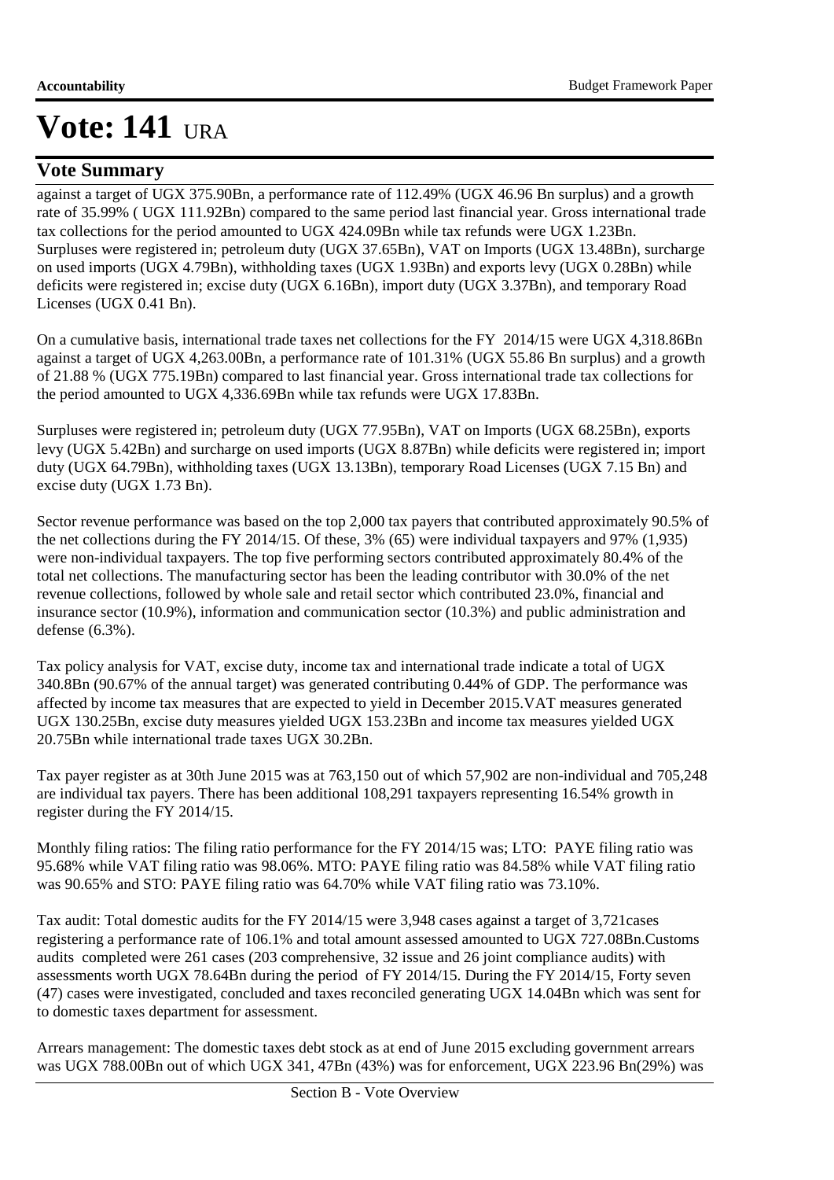# Vote: 141 URA

## Vote Summary

against a target of UGX 375.90Bn, a performance rate of 112.49% (UGX 46.96 Bn surplus) and a growth rate of 35.99% ( UGX 111.92Bn) compared to the same period last financial year. Gross international trade tax collections for the period amounted to UGX 424.09Bn while tax refunds were UGX 1.23Bn. Surpluses were registered in; petroleum duty (UGX 37.65Bn), VAT on Imports (UGX 13.48Bn), surcharge on used imports (UGX 4.79Bn), withholding taxes (UGX 1.93Bn) and exports levy (UGX 0.28Bn) while deficits were registered in; excise duty (UGX 6.16Bn), import duty (UGX 3.37Bn), and temporary Road Licenses (UGX 0.41 Bn).

On a cumulative basis, international trade taxes net collections for the FY 2014/15 were UGX 4,318.86Bn against a target of UGX 4,263.00Bn, a performance rate of 101.31% (UGX 55.86 Bn surplus) and a growth of 21.88 % (UGX 775.19Bn) compared to last financial year. Gross international trade tax collections for the period amounted to UGX 4,336.69Bn while tax refunds were UGX 17.83Bn.

Surpluses were registered in; petroleum duty (UGX 77.95Bn), VAT on Imports (UGX 68.25Bn), exports levy (UGX 5.42Bn) and surcharge on used imports (UGX 8.87Bn) while deficits were registered in; import duty (UGX 64.79Bn), withholding taxes (UGX 13.13Bn), temporary Road Licenses (UGX 7.15 Bn) and excise duty (UGX 1.73 Bn).

Sector revenue performance was based on the top 2,000 tax payers that contributed approximately 90.5% of the net collections during the FY 2014/15. Of these, 3% (65) were individual taxpayers and 97% (1,935) were non-individual taxpayers. The top five performing sectors contributed approximately 80.4% of the total net collections. The manufacturing sector has been the leading contributor with 30.0% of the net revenue collections, followed by whole sale and retail sector which contributed 23.0%, financial and insurance sector (10.9%), information and communication sector (10.3%) and public administration and defense (6.3%).

Tax policy analysis for VAT, excise duty, income tax and international trade indicate a total of UGX 340.8Bn (90.67% of the annual target) was generated contributing 0.44% of GDP. The performance was affected by income tax measures that are expected to yield in December 2015.VAT measures generated UGX 130.25Bn, excise duty measures yielded UGX 153.23Bn and income tax measures yielded UGX 20.75Bn while international trade taxes UGX 30.2Bn.

Tax payer register as at 30th June 2015 was at 763,150 out of which 57,902 are non-individual and 705,248 are individual tax payers. There has been additional 108,291 taxpayers representing 16.54% growth in register during the FY 2014/15.

Monthly filing ratios: The filing ratio performance for the FY 2014/15 was; LTO: PAYE filing ratio was 95.68% while VAT filing ratio was 98.06%. MTO: PAYE filing ratio was 84.58% while VAT filing ratio was 90.65% and STO: PAYE filing ratio was 64.70% while VAT filing ratio was 73.10%.

Tax audit: Total domestic audits for the FY 2014/15 were 3,948 cases against a target of 3,721cases registering a performance rate of 106.1% and total amount assessed amounted to UGX 727.08Bn.Customs audits completed were 261 cases (203 comprehensive, 32 issue and 26 joint compliance audits) with assessments worth UGX 78.64Bn during the period of FY 2014/15. During the FY 2014/15, Forty seven (47) cases were investigated, concluded and taxes reconciled generating UGX 14.04Bn which was sent for to domestic taxes department for assessment.

Arrears management: The domestic taxes debt stock as at end of June 2015 excluding government arrears was UGX 788.00Bn out of which UGX 341, 47Bn (43%) was for enforcement, UGX 223.96 Bn(29%) was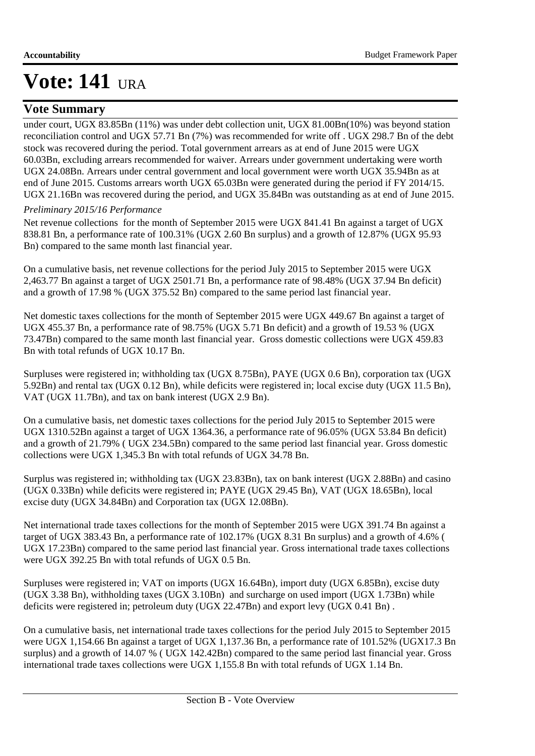# Vote: 141 URA

## Vote Summary

under court, UGX 83.85Bn (11%) was under debt collection unit, UGX 81.00Bn(10%) was beyond station reconciliation control and UGX 57.71 Bn (7%) was recommended for write off . UGX 298.7 Bn of the debt stock was recovered during the period. Total government arrears as at end of June 2015 were UGX 60.03Bn, excluding arrears recommended for waiver. Arrears under government undertaking were worth UGX 24.08Bn. Arrears under central government and local government were worth UGX 35.94Bn as at end of June 2015. Customs arrears worth UGX 65.03Bn were generated during the period if FY 2014/15. UGX 21.16Bn was recovered during the period, and UGX 35.84Bn was outstanding as at end of June 2015.

*Preliminary 2015/16 Performance*

Net revenue collections for the month of September 2015 were UGX 841.41 Bn against a target of UGX 838.81 Bn, a performance rate of 100.31% (UGX 2.60 Bn surplus) and a growth of 12.87% (UGX 95.93 Bn) compared to the same month last financial year.

On a cumulative basis, net revenue collections for the period July 2015 to September 2015 were UGX 2,463.77 Bn against a target of UGX 2501.71 Bn, a performance rate of 98.48% (UGX 37.94 Bn deficit) and a growth of 17.98 % (UGX 375.52 Bn) compared to the same period last financial year.

Net domestic taxes collections for the month of September 2015 were UGX 449.67 Bn against a target of UGX 455.37 Bn, a performance rate of 98.75% (UGX 5.71 Bn deficit) and a growth of 19.53 % (UGX 73.47Bn) compared to the same month last financial year. Gross domestic collections were UGX 459.83 Bn with total refunds of UGX 10.17 Bn.

Surpluses were registered in; withholding tax (UGX 8.75Bn), PAYE (UGX 0.6 Bn), corporation tax (UGX 5.92Bn) and rental tax (UGX 0.12 Bn), while deficits were registered in; local excise duty (UGX 11.5 Bn), VAT (UGX 11.7Bn), and tax on bank interest (UGX 2.9 Bn).

On a cumulative basis, net domestic taxes collections for the period July 2015 to September 2015 were UGX 1310.52Bn against a target of UGX 1364.36, a performance rate of 96.05% (UGX 53.84 Bn deficit) and a growth of 21.79% ( UGX 234.5Bn) compared to the same period last financial year. Gross domestic collections were UGX 1,345.3 Bn with total refunds of UGX 34.78 Bn.

Surplus was registered in; withholding tax (UGX 23.83Bn), tax on bank interest (UGX 2.88Bn) and casino (UGX 0.33Bn) while deficits were registered in; PAYE (UGX 29.45 Bn), VAT (UGX 18.65Bn), local excise duty (UGX 34.84Bn) and Corporation tax (UGX 12.08Bn).

Net international trade taxes collections for the month of September 2015 were UGX 391.74 Bn against a target of UGX 383.43 Bn, a performance rate of 102.17% (UGX 8.31 Bn surplus) and a growth of 4.6% ( UGX 17.23Bn) compared to the same period last financial year. Gross international trade taxes collections were UGX 392.25 Bn with total refunds of UGX 0.5 Bn.

Surpluses were registered in; VAT on imports (UGX 16.64Bn), import duty (UGX 6.85Bn), excise duty (UGX 3.38 Bn), withholding taxes (UGX 3.10Bn) and surcharge on used import (UGX 1.73Bn) while deficits were registered in; petroleum duty (UGX 22.47Bn) and export levy (UGX 0.41 Bn) .

On a cumulative basis, net international trade taxes collections for the period July 2015 to September 2015 were UGX 1,154.66 Bn against a target of UGX 1,137.36 Bn, a performance rate of 101.52% (UGX17.3 Bn surplus) and a growth of 14.07 % ( UGX 142.42Bn) compared to the same period last financial year. Gross international trade taxes collections were UGX 1,155.8 Bn with total refunds of UGX 1.14 Bn.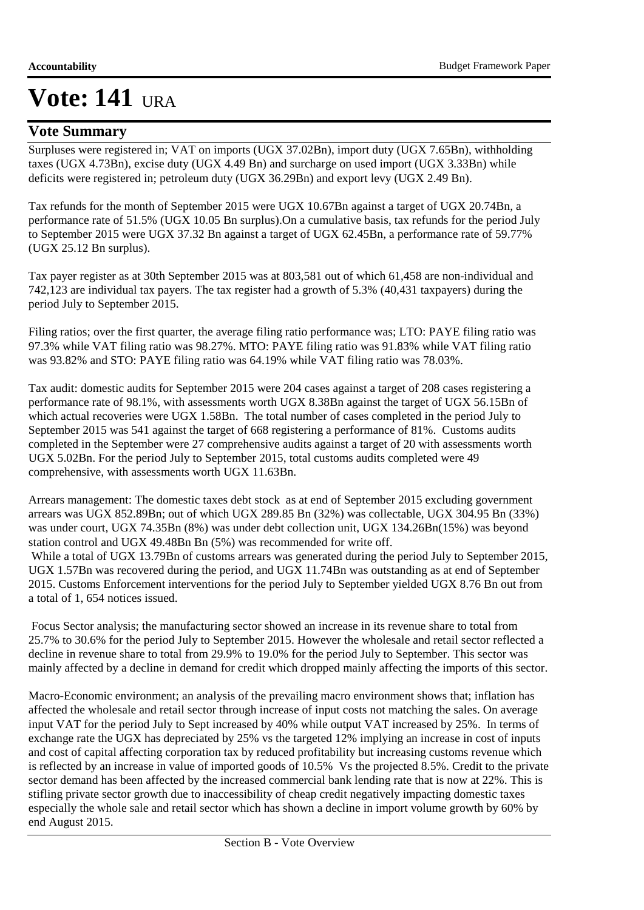# Vote: 141 URA

## Vote Summary

Surpluses were registered in; VAT on imports (UGX 37.02Bn), import duty (UGX 7.65Bn), withholding taxes (UGX 4.73Bn), excise duty (UGX 4.49 Bn) and surcharge on used import (UGX 3.33Bn) while deficits were registered in; petroleum duty (UGX 36.29Bn) and export levy (UGX 2.49 Bn).

Tax refunds for the month of September 2015 were UGX 10.67Bn against a target of UGX 20.74Bn, a performance rate of 51.5% (UGX 10.05 Bn surplus).On a cumulative basis, tax refunds for the period July to September 2015 were UGX 37.32 Bn against a target of UGX 62.45Bn, a performance rate of 59.77% (UGX 25.12 Bn surplus).

Tax payer register as at 30th September 2015 was at 803,581 out of which 61,458 are non-individual and 742,123 are individual tax payers. The tax register had a growth of 5.3% (40,431 taxpayers) during the period July to September 2015.

Filing ratios; over the first quarter, the average filing ratio performance was; LTO: PAYE filing ratio was 97.3% while VAT filing ratio was 98.27%. MTO: PAYE filing ratio was 91.83% while VAT filing ratio was 93.82% and STO: PAYE filing ratio was 64.19% while VAT filing ratio was 78.03%.

Tax audit: domestic audits for September 2015 were 204 cases against a target of 208 cases registering a performance rate of 98.1%, with assessments worth UGX 8.38Bn against the target of UGX 56.15Bn of which actual recoveries were UGX 1.58Bn. The total number of cases completed in the period July to September 2015 was 541 against the target of 668 registering a performance of 81%. Customs audits completed in the September were 27 comprehensive audits against a target of 20 with assessments worth UGX 5.02Bn. For the period July to September 2015, total customs audits completed were 49 comprehensive, with assessments worth UGX 11.63Bn.

Arrears management: The domestic taxes debt stock as at end of September 2015 excluding government arrears was UGX 852.89Bn; out of which UGX 289.85 Bn (32%) was collectable, UGX 304.95 Bn (33%) was under court, UGX 74.35Bn (8%) was under debt collection unit, UGX 134.26Bn(15%) was beyond station control and UGX 49.48Bn Bn (5%) was recommended for write off.
While a total of UGX 13.79Bn of customs arrears was generated during the period July to September 2015, UGX 1.57Bn was recovered during the period, and UGX 11.74Bn was outstanding as at end of September 2015. Customs Enforcement interventions for the period July to September yielded UGX 8.76 Bn out from a total of 1, 654 notices issued.

Focus Sector analysis; the manufacturing sector showed an increase in its revenue share to total from 25.7% to 30.6% for the period July to September 2015. However the wholesale and retail sector reflected a decline in revenue share to total from 29.9% to 19.0% for the period July to September. This sector was mainly affected by a decline in demand for credit which dropped mainly affecting the imports of this sector.

Macro-Economic environment; an analysis of the prevailing macro environment shows that; inflation has affected the wholesale and retail sector through increase of input costs not matching the sales. On average input VAT for the period July to Sept increased by 40% while output VAT increased by 25%. In terms of exchange rate the UGX has depreciated by 25% vs the targeted 12% implying an increase in cost of inputs and cost of capital affecting corporation tax by reduced profitability but increasing customs revenue which is reflected by an increase in value of imported goods of 10.5% Vs the projected 8.5%. Credit to the private sector demand has been affected by the increased commercial bank lending rate that is now at 22%. This is stifling private sector growth due to inaccessibility of cheap credit negatively impacting domestic taxes especially the whole sale and retail sector which has shown a decline in import volume growth by 60% by end August 2015.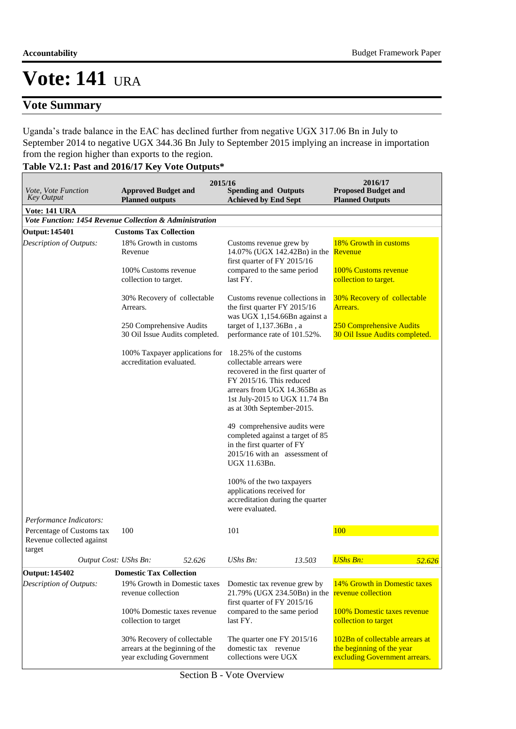# Vote: 141 URA

## Vote Summary

Uganda's trade balance in the EAC has declined further from negative UGX 317.06 Bn in July to September 2014 to negative UGX 344.36 Bn July to September 2015 implying an increase in importation from the region higher than exports to the region.

**Table V2.1: Past and 2016/17 Key Vote Outputs***

| *Vote, Vote Function Key Output* | 2015/16 Approved Budget and Planned outputs | 2015/16 Spending and Outputs Achieved by End Sept | 2016/17 Proposed Budget and Planned Outputs |
|---|---|---|---|
| **Vote: 141 URA** | | | |
| ***Vote Function: 1454 Revenue Collection & Administration*** | | | |
| **Output: 145401** | **Customs Tax Collection** | | |
| *Description of Outputs:* | 18% Growth in customs Revenue<br><br>100% Customs revenue collection to target.<br><br>30% Recovery of collectable Arrears.<br><br>250 Comprehensive Audits 30 Oil Issue Audits completed.<br><br>100% Taxpayer applications for accreditation evaluated. | Customs revenue grew by 14.07% (UGX 142.42Bn) in the first quarter of FY 2015/16 compared to the same period last FY.<br><br>Customs revenue collections in the first quarter FY 2015/16 was UGX 1,154.66Bn against a target of 1,137.36Bn , a performance rate of 101.52%.<br><br>18.25% of the customs collectable arrears were recovered in the first quarter of FY 2015/16. This reduced arrears from UGX 14.365Bn as 1st July-2015 to UGX 11.74 Bn as at 30th September-2015.<br><br>49 comprehensive audits were completed against a target of 85 in the first quarter of FY 2015/16 with an assessment of UGX 11.63Bn.<br><br>100% of the two taxpayers applications received for accreditation during the quarter were evaluated. | 18% Growth in customs Revenue<br><br>100% Customs revenue collection to target.<br><br>30% Recovery of collectable Arrears.<br><br>250 Comprehensive Audits 30 Oil Issue Audits completed. |
| *Performance Indicators:* | | | |
| Percentage of Customs tax Revenue collected against target | 100 | 101 | 100 |
| *Output Cost:* | *UShs Bn:* 52.626 | *UShs Bn:* 13.503 | *UShs Bn:* 52.626 |
| **Output: 145402** | **Domestic Tax Collection** | | |
| *Description of Outputs:* | 19% Growth in Domestic taxes revenue collection<br><br>100% Domestic taxes revenue collection to target<br><br>30% Recovery of collectable arrears at the beginning of the year excluding Government | Domestic tax revenue grew by 21.79% (UGX 234.50Bn) in the first quarter of FY 2015/16 compared to the same period last FY.<br><br>The quarter one FY 2015/16 domestic tax revenue collections were UGX | 14% Growth in Domestic taxes revenue collection<br><br>100% Domestic taxes revenue collection to target<br><br>102Bn of collectable arrears at the beginning of the year excluding Government arrears. |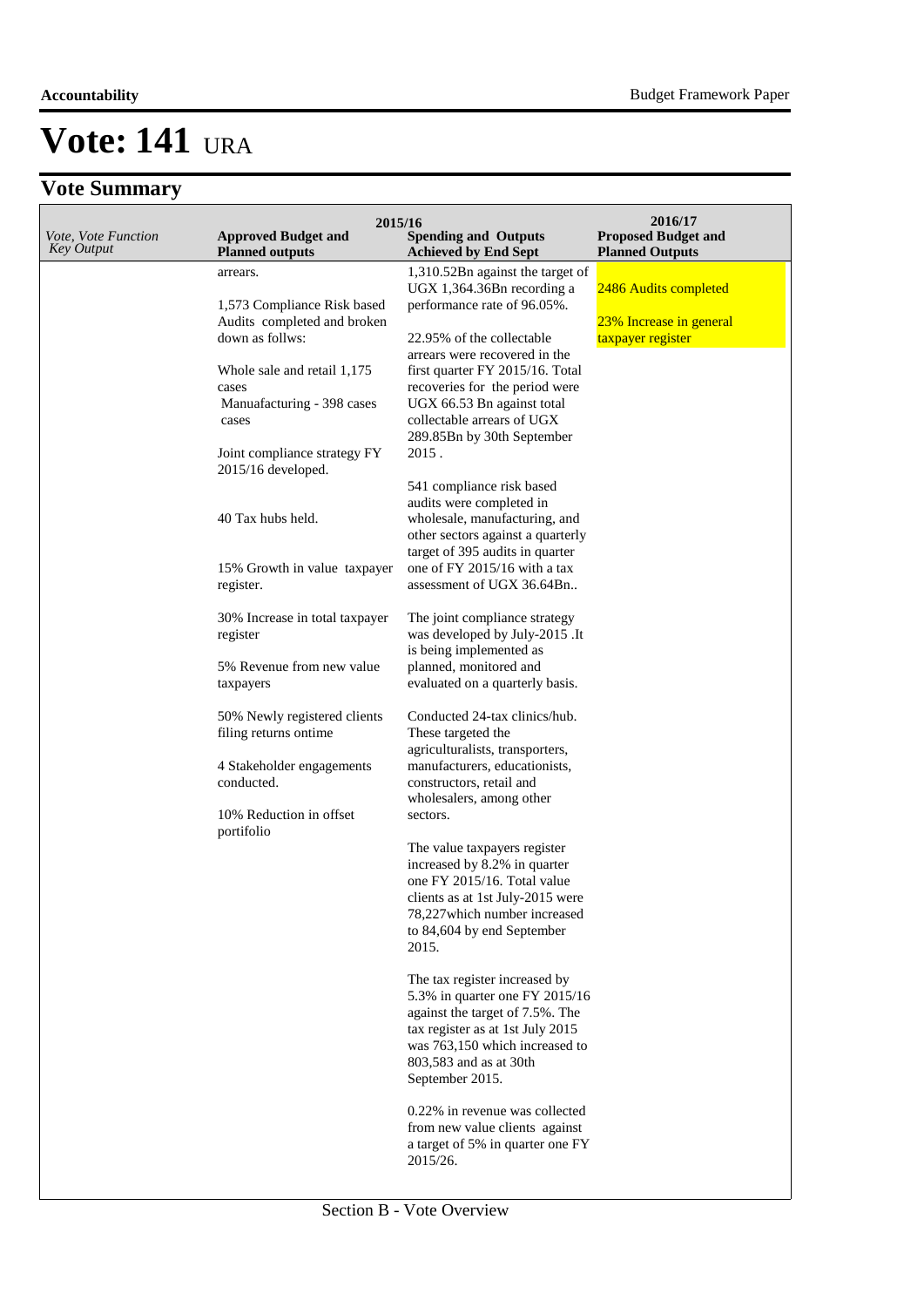# Vote: 141 URA

## Vote Summary

| Vote, Vote Function Key Output | 2015/16 Approved Budget and Planned outputs | 2015/16 Spending and Outputs Achieved by End Sept | 2016/17 Proposed Budget and Planned Outputs |
|---|---|---|---|
| | arrears.<br><br>1,573 Compliance Risk based Audits completed and broken down as follws:<br><br>Whole sale and retail 1,175 cases<br>Manuafacturing - 398 cases cases<br><br>Joint compliance strategy FY 2015/16 developed.<br><br>40 Tax hubs held.<br><br>15% Growth in value taxpayer register.<br><br>30% Increase in total taxpayer register<br><br>5% Revenue from new value taxpayers<br><br>50% Newly registered clients filing returns ontime<br><br>4 Stakeholder engagements conducted.<br><br>10% Reduction in offset portifolio | 1,310.52Bn against the target of UGX 1,364.36Bn recording a performance rate of 96.05%.<br><br>22.95% of the collectable arrears were recovered in the first quarter FY 2015/16. Total recoveries for the period were UGX 66.53 Bn against total collectable arrears of UGX 289.85Bn by 30th September 2015 .<br><br>541 compliance risk based audits were completed in wholesale, manufacturing, and other sectors against a quarterly target of 395 audits in quarter one of FY 2015/16 with a tax assessment of UGX 36.64Bn..<br><br>The joint compliance strategy was developed by July-2015 .It is being implemented as planned, monitored and evaluated on a quarterly basis.<br><br>Conducted 24-tax clinics/hub. These targeted the agriculturalists, transporters, manufacturers, educationists, constructors, retail and wholesalers, among other sectors.<br><br>The value taxpayers register increased by 8.2% in quarter one FY 2015/16. Total value clients as at 1st July-2015 were 78,227which number increased to 84,604 by end September 2015.<br><br>The tax register increased by 5.3% in quarter one FY 2015/16 against the target of 7.5%. The tax register as at 1st July 2015 was 763,150 which increased to 803,583 and as at 30th September 2015.<br><br>0.22% in revenue was collected from new value clients against a target of 5% in quarter one FY 2015/26. | 2486 Audits completed<br><br>23% Increase in general taxpayer register |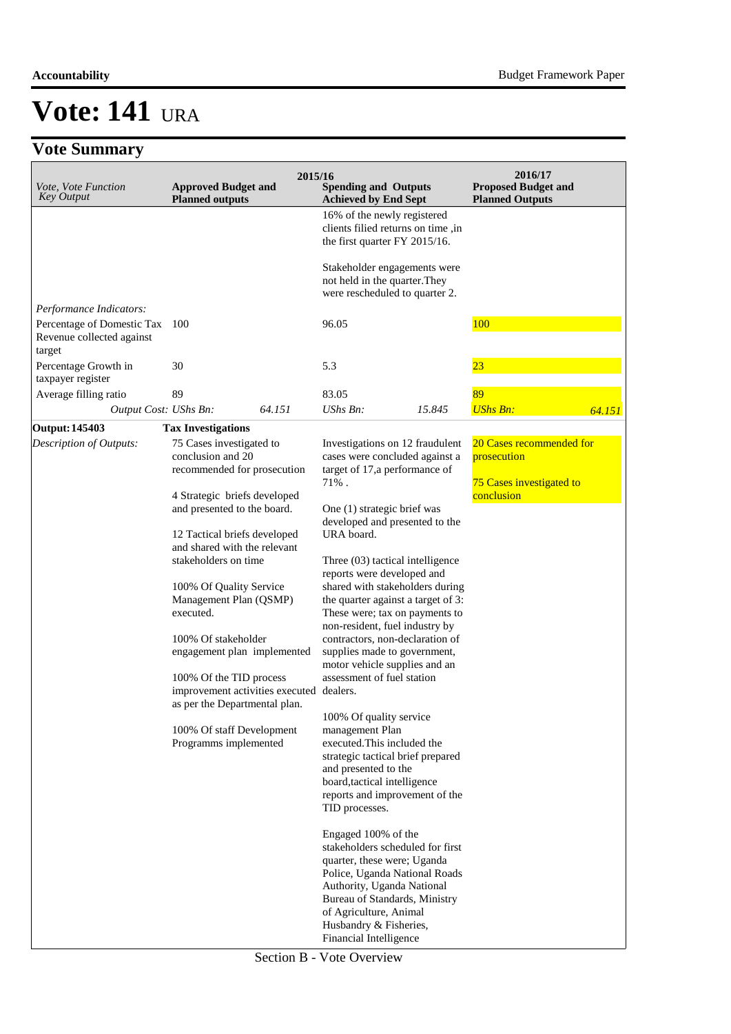# Vote: 141 URA

## Vote Summary

| *Vote, Vote Function Key Output* | 2015/16 **Approved Budget and Planned outputs** | | **Spending and Outputs Achieved by End Sept** | | 2016/17 **Proposed Budget and Planned Outputs** | |
|---|---|---|---|---|---|---|
| | | | 16% of the newly registered clients filied returns on time ,in the first quarter FY 2015/16.<br><br>Stakeholder engagements were not held in the quarter.They were rescheduled to quarter 2. | | | |
| *Performance Indicators:* | | | | | | |
| Percentage of Domestic Tax Revenue collected against target | 100 | | 96.05 | | 100 | |
| Percentage Growth in taxpayer register | 30 | | 5.3 | | 23 | |
| Average filling ratio | 89 | | 83.05 | | 89 | |
| *Output Cost: UShs Bn:* | | *64.151* | *UShs Bn:* | *15.845* | *UShs Bn:* | *64.151* |
| **Output: 145403** | **Tax Investigations** | | | | | |
| *Description of Outputs:* | 75 Cases investigated to conclusion and 20 recommended for prosecution<br><br>4 Strategic briefs developed and presented to the board.<br><br>12 Tactical briefs developed and shared with the relevant stakeholders on time<br><br>100% Of Quality Service Management Plan (QSMP) executed.<br><br>100% Of stakeholder engagement plan implemented<br><br>100% Of the TID process improvement activities executed as per the Departmental plan.<br><br>100% Of staff Development Programms implemented | | Investigations on 12 fraudulent cases were concluded against a target of 17,a performance of 71% .<br><br>One (1) strategic brief was developed and presented to the URA board.<br><br>Three (03) tactical intelligence reports were developed and shared with stakeholders during the quarter against a target of 3: These were; tax on payments to non-resident, fuel industry by contractors, non-declaration of supplies made to government, motor vehicle supplies and an assessment of fuel station dealers.<br><br>100% Of quality service management Plan executed.This included the strategic tactical brief prepared and presented to the board,tactical intelligence reports and improvement of the TID processes.<br><br>Engaged 100% of the stakeholders scheduled for first quarter, these were; Uganda Police, Uganda National Roads Authority, Uganda National Bureau of Standards, Ministry of Agriculture, Animal Husbandry & Fisheries, Financial Intelligence | | 20 Cases recommended for prosecution<br><br>75 Cases investigated to conclusion | |

Section B - Vote Overview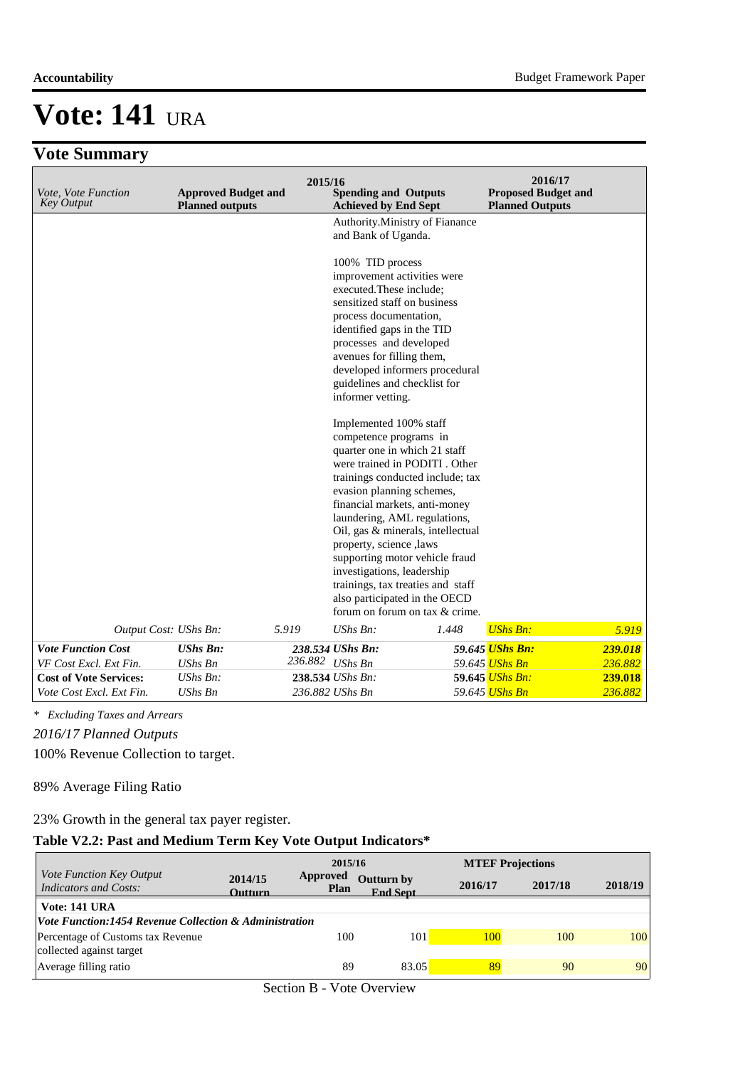# Vote: 141 URA

## Vote Summary

| Vote, Vote Function Key Output | 2015/16 Approved Budget and Planned outputs | | 2015/16 Spending and Outputs Achieved by End Sept | | 2016/17 Proposed Budget and Planned Outputs | |
|---|---|---|---|---|---|---|
| | | | Authority.Ministry of Fianance and Bank of Uganda.<br><br>100% TID process improvement activities were executed.These include; sensitized staff on business process documentation, identified gaps in the TID processes and developed avenues for filling them, developed informers procedural guidelines and checklist for informer vetting.<br><br>Implemented 100% staff competence programs in quarter one in which 21 staff were trained in PODITI . Other trainings conducted include; tax evasion planning schemes, financial markets, anti-money laundering, AML regulations, Oil, gas & minerals, intellectual property, science ,laws supporting motor vehicle fraud investigations, leadership trainings, tax treaties and staff also participated in the OECD forum on forum on tax & crime. | | | |
| *Output Cost:* | *UShs Bn:* | *5.919* | *UShs Bn:* | *1.448* | *UShs Bn:* | *5.919* |
| ***Vote Function Cost*** | ***UShs Bn:*** | ***238.534*** | ***UShs Bn:*** | ***59.645*** | ***UShs Bn:*** | ***239.018*** |
| *VF Cost Excl. Ext Fin.* | *UShs Bn* | *236.882* | *UShs Bn* | *59.645* | *UShs Bn* | *236.882* |
| **Cost of Vote Services:** | *UShs Bn:* | **238.534** | *UShs Bn:* | **59.645** | *UShs Bn:* | **239.018** |
| *Vote Cost Excl. Ext Fin.* | *UShs Bn* | *236.882* | *UShs Bn* | *59.645* | *UShs Bn* | *236.882* |

*\* Excluding Taxes and Arrears*

*2016/17 Planned Outputs*

100% Revenue Collection to target.

89% Average Filing Ratio

23% Growth in the general tax payer register.

### Table V2.2: Past and Medium Term Key Vote Output Indicators*

| Vote Function Key Output Indicators and Costs: | 2014/15 Outturn | 2015/16 Approved Plan | 2015/16 Outturn by End Sept | 2016/17 | 2017/18 | 2018/19 |
|---|---|---|---|---|---|---|
| **Vote: 141 URA** | | | | | | |
| ***Vote Function:1454 Revenue Collection & Administration*** | | | | | | |
| Percentage of Customs tax Revenue collected against target | | 100 | 101 | 100 | 100 | 100 |
| Average filling ratio | | 89 | 83.05 | 89 | 90 | 90 |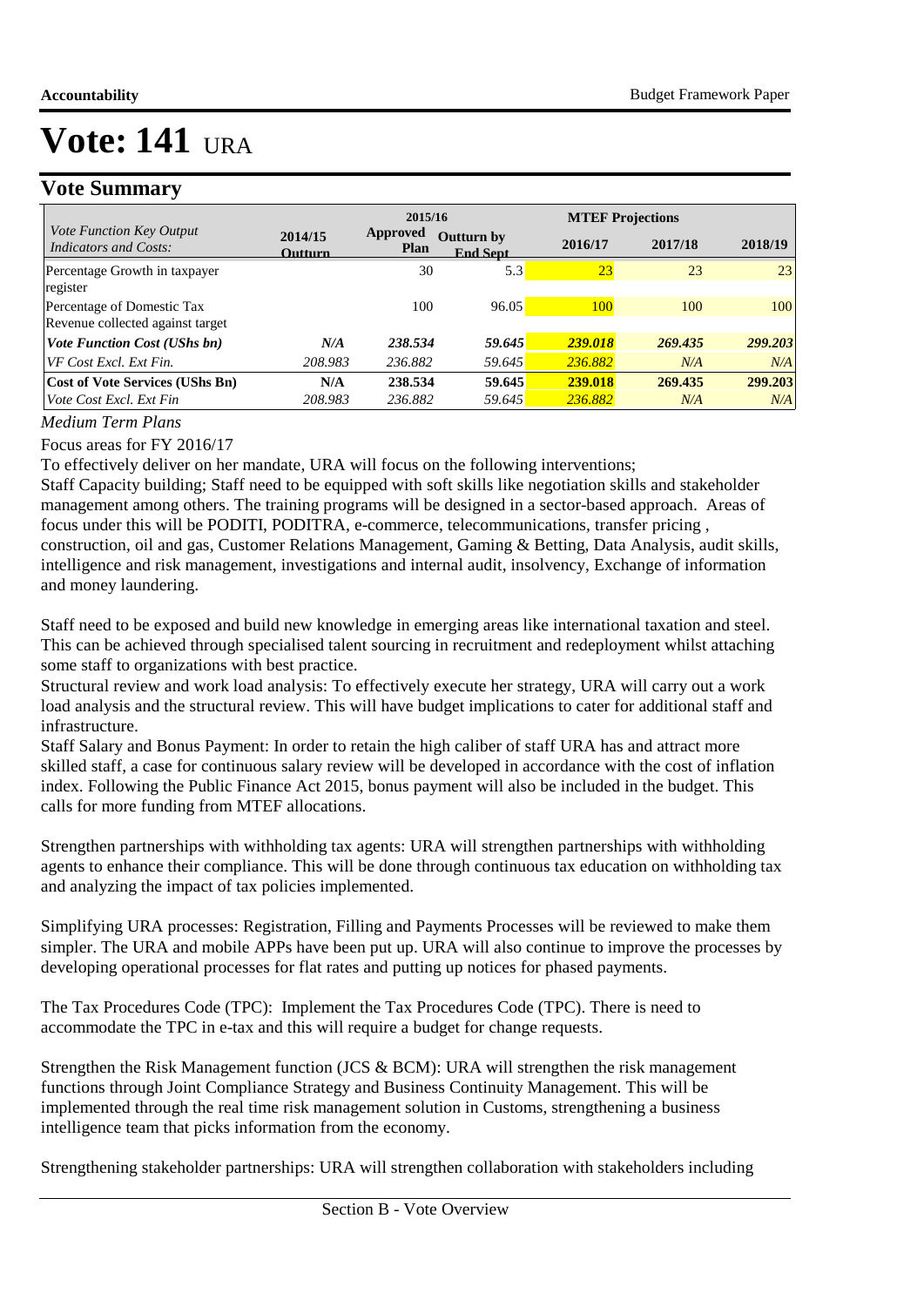# Vote: 141 URA

## Vote Summary

| Vote Function Key Output Indicators and Costs: | 2014/15 Outturn | 2015/16 Approved Plan | 2015/16 Outturn by End Sept | MTEF Projections 2016/17 | 2017/18 | 2018/19 |
|---|---|---|---|---|---|---|
| Percentage Growth in taxpayer register | | 30 | 5.3 | 23 | 23 | 23 |
| Percentage of Domestic Tax Revenue collected against target | | 100 | 96.05 | 100 | 100 | 100 |
| ***Vote Function Cost (UShs bn)*** | ***N/A*** | ***238.534*** | ***59.645*** | ***239.018*** | ***269.435*** | ***299.203*** |
| *VF Cost Excl. Ext Fin.* | *208.983* | *236.882* | *59.645* | *236.882* | *N/A* | *N/A* |
| **Cost of Vote Services (UShs Bn)** | **N/A** | **238.534** | **59.645** | **239.018** | **269.435** | **299.203** |
| *Vote Cost Excl. Ext Fin* | *208.983* | *236.882* | *59.645* | *236.882* | *N/A* | *N/A* |

*Medium Term Plans*

Focus areas for FY 2016/17

To effectively deliver on her mandate, URA will focus on the following interventions;

Staff Capacity building; Staff need to be equipped with soft skills like negotiation skills and stakeholder management among others. The training programs will be designed in a sector-based approach. Areas of focus under this will be PODITI, PODITRA, e-commerce, telecommunications, transfer pricing , construction, oil and gas, Customer Relations Management, Gaming & Betting, Data Analysis, audit skills, intelligence and risk management, investigations and internal audit, insolvency, Exchange of information and money laundering.

Staff need to be exposed and build new knowledge in emerging areas like international taxation and steel. This can be achieved through specialised talent sourcing in recruitment and redeployment whilst attaching some staff to organizations with best practice.

Structural review and work load analysis: To effectively execute her strategy, URA will carry out a work load analysis and the structural review. This will have budget implications to cater for additional staff and infrastructure.

Staff Salary and Bonus Payment: In order to retain the high caliber of staff URA has and attract more skilled staff, a case for continuous salary review will be developed in accordance with the cost of inflation index. Following the Public Finance Act 2015, bonus payment will also be included in the budget. This calls for more funding from MTEF allocations.

Strengthen partnerships with withholding tax agents: URA will strengthen partnerships with withholding agents to enhance their compliance. This will be done through continuous tax education on withholding tax and analyzing the impact of tax policies implemented.

Simplifying URA processes: Registration, Filling and Payments Processes will be reviewed to make them simpler. The URA and mobile APPs have been put up. URA will also continue to improve the processes by developing operational processes for flat rates and putting up notices for phased payments.

The Tax Procedures Code (TPC): Implement the Tax Procedures Code (TPC). There is need to accommodate the TPC in e-tax and this will require a budget for change requests.

Strengthen the Risk Management function (JCS & BCM): URA will strengthen the risk management functions through Joint Compliance Strategy and Business Continuity Management. This will be implemented through the real time risk management solution in Customs, strengthening a business intelligence team that picks information from the economy.

Strengthening stakeholder partnerships: URA will strengthen collaboration with stakeholders including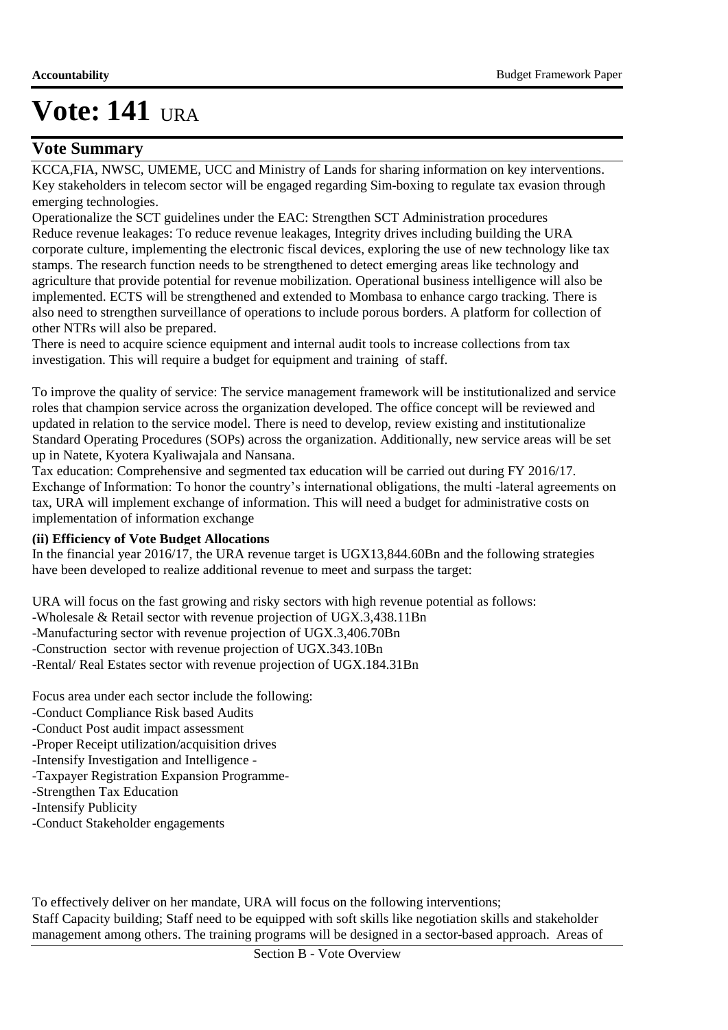# Vote: 141 URA

## Vote Summary

KCCA,FIA, NWSC, UMEME, UCC and Ministry of Lands for sharing information on key interventions. Key stakeholders in telecom sector will be engaged regarding Sim-boxing to regulate tax evasion through emerging technologies.

Operationalize the SCT guidelines under the EAC: Strengthen SCT Administration procedures

Reduce revenue leakages: To reduce revenue leakages, Integrity drives including building the URA corporate culture, implementing the electronic fiscal devices, exploring the use of new technology like tax stamps. The research function needs to be strengthened to detect emerging areas like technology and agriculture that provide potential for revenue mobilization. Operational business intelligence will also be implemented. ECTS will be strengthened and extended to Mombasa to enhance cargo tracking. There is also need to strengthen surveillance of operations to include porous borders. A platform for collection of other NTRs will also be prepared.

There is need to acquire science equipment and internal audit tools to increase collections from tax investigation. This will require a budget for equipment and training of staff.

To improve the quality of service: The service management framework will be institutionalized and service roles that champion service across the organization developed. The office concept will be reviewed and updated in relation to the service model. There is need to develop, review existing and institutionalize Standard Operating Procedures (SOPs) across the organization. Additionally, new service areas will be set up in Natete, Kyotera Kyaliwajala and Nansana.

Tax education: Comprehensive and segmented tax education will be carried out during FY 2016/17.

Exchange of Information: To honor the country's international obligations, the multi -lateral agreements on tax, URA will implement exchange of information. This will need a budget for administrative costs on implementation of information exchange

**(ii) Efficiency of Vote Budget Allocations**

In the financial year 2016/17, the URA revenue target is UGX13,844.60Bn and the following strategies have been developed to realize additional revenue to meet and surpass the target:

URA will focus on the fast growing and risky sectors with high revenue potential as follows:

-Wholesale & Retail sector with revenue projection of UGX.3,438.11Bn
-Manufacturing sector with revenue projection of UGX.3,406.70Bn
-Construction sector with revenue projection of UGX.343.10Bn
-Rental/ Real Estates sector with revenue projection of UGX.184.31Bn

Focus area under each sector include the following:

-Conduct Compliance Risk based Audits
-Conduct Post audit impact assessment
-Proper Receipt utilization/acquisition drives
-Intensify Investigation and Intelligence -
-Taxpayer Registration Expansion Programme-
-Strengthen Tax Education
-Intensify Publicity
-Conduct Stakeholder engagements

To effectively deliver on her mandate, URA will focus on the following interventions;

Staff Capacity building; Staff need to be equipped with soft skills like negotiation skills and stakeholder management among others. The training programs will be designed in a sector-based approach. Areas of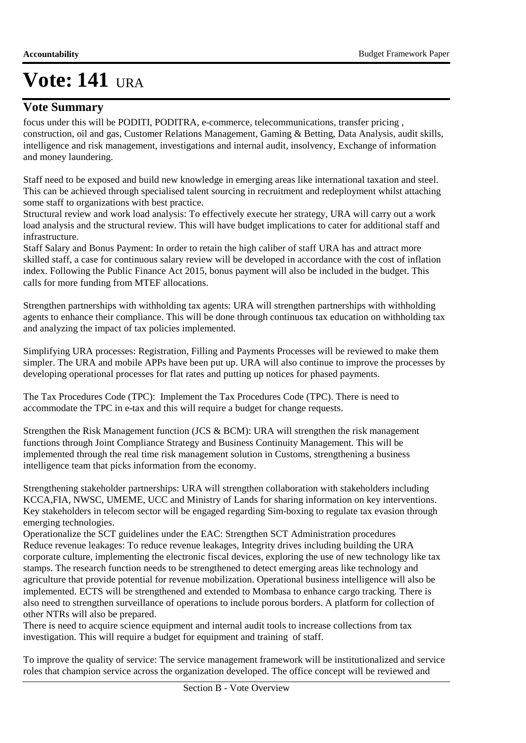# Vote: 141 URA

## Vote Summary

focus under this will be PODITI, PODITRA, e-commerce, telecommunications, transfer pricing , construction, oil and gas, Customer Relations Management, Gaming & Betting, Data Analysis, audit skills, intelligence and risk management, investigations and internal audit, insolvency, Exchange of information and money laundering.

Staff need to be exposed and build new knowledge in emerging areas like international taxation and steel. This can be achieved through specialised talent sourcing in recruitment and redeployment whilst attaching some staff to organizations with best practice.
Structural review and work load analysis: To effectively execute her strategy, URA will carry out a work load analysis and the structural review. This will have budget implications to cater for additional staff and infrastructure.
Staff Salary and Bonus Payment: In order to retain the high caliber of staff URA has and attract more skilled staff, a case for continuous salary review will be developed in accordance with the cost of inflation index. Following the Public Finance Act 2015, bonus payment will also be included in the budget. This calls for more funding from MTEF allocations.

Strengthen partnerships with withholding tax agents: URA will strengthen partnerships with withholding agents to enhance their compliance. This will be done through continuous tax education on withholding tax and analyzing the impact of tax policies implemented.

Simplifying URA processes: Registration, Filling and Payments Processes will be reviewed to make them simpler. The URA and mobile APPs have been put up. URA will also continue to improve the processes by developing operational processes for flat rates and putting up notices for phased payments.

The Tax Procedures Code (TPC): Implement the Tax Procedures Code (TPC). There is need to accommodate the TPC in e-tax and this will require a budget for change requests.

Strengthen the Risk Management function (JCS & BCM): URA will strengthen the risk management functions through Joint Compliance Strategy and Business Continuity Management. This will be implemented through the real time risk management solution in Customs, strengthening a business intelligence team that picks information from the economy.

Strengthening stakeholder partnerships: URA will strengthen collaboration with stakeholders including KCCA,FIA, NWSC, UMEME, UCC and Ministry of Lands for sharing information on key interventions. Key stakeholders in telecom sector will be engaged regarding Sim-boxing to regulate tax evasion through emerging technologies.
Operationalize the SCT guidelines under the EAC: Strengthen SCT Administration procedures
Reduce revenue leakages: To reduce revenue leakages, Integrity drives including building the URA corporate culture, implementing the electronic fiscal devices, exploring the use of new technology like tax stamps. The research function needs to be strengthened to detect emerging areas like technology and agriculture that provide potential for revenue mobilization. Operational business intelligence will also be implemented. ECTS will be strengthened and extended to Mombasa to enhance cargo tracking. There is also need to strengthen surveillance of operations to include porous borders. A platform for collection of other NTRs will also be prepared.
There is need to acquire science equipment and internal audit tools to increase collections from tax investigation. This will require a budget for equipment and training of staff.

To improve the quality of service: The service management framework will be institutionalized and service roles that champion service across the organization developed. The office concept will be reviewed and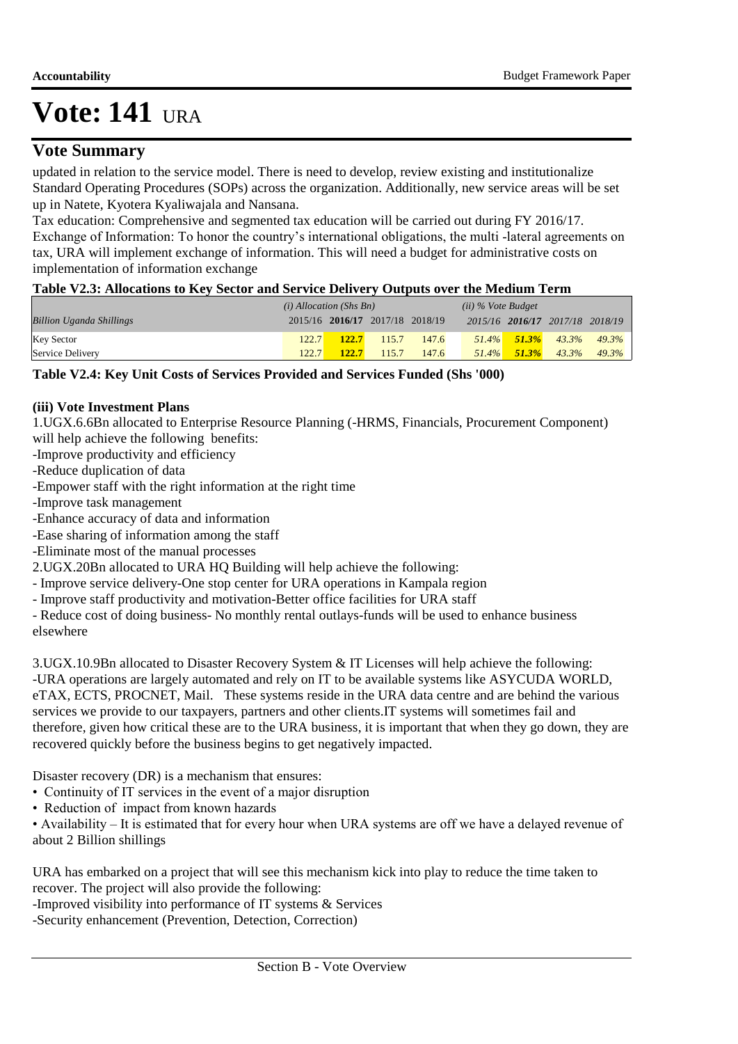# Vote: 141 URA

## Vote Summary

updated in relation to the service model. There is need to develop, review existing and institutionalize Standard Operating Procedures (SOPs) across the organization. Additionally, new service areas will be set up in Natete, Kyotera Kyaliwajala and Nansana.

Tax education: Comprehensive and segmented tax education will be carried out during FY 2016/17.

Exchange of Information: To honor the country's international obligations, the multi -lateral agreements on tax, URA will implement exchange of information. This will need a budget for administrative costs on implementation of information exchange

**Table V2.3: Allocations to Key Sector and Service Delivery Outputs over the Medium Term**

| | *(i) Allocation (Shs Bn)* | | | | *(ii) % Vote Budget* | | | |
|---|---|---|---|---|---|---|---|---|
| *Billion Uganda Shillings* | 2015/16 | **2016/17** | 2017/18 | 2018/19 | *2015/16* | ***2016/17*** | *2017/18* | *2018/19* |
| Key Sector | 122.7 | **122.7** | 115.7 | 147.6 | *51.4%* | ***51.3%*** | *43.3%* | *49.3%* |
| Service Delivery | 122.7 | **122.7** | 115.7 | 147.6 | *51.4%* | ***51.3%*** | *43.3%* | *49.3%* |

**Table V2.4: Key Unit Costs of Services Provided and Services Funded (Shs '000)**

**(iii) Vote Investment Plans**

1.UGX.6.6Bn allocated to Enterprise Resource Planning (-HRMS, Financials, Procurement Component) will help achieve the following benefits:

-Improve productivity and efficiency

-Reduce duplication of data

-Empower staff with the right information at the right time

-Improve task management

-Enhance accuracy of data and information

-Ease sharing of information among the staff

-Eliminate most of the manual processes

2.UGX.20Bn allocated to URA HQ Building will help achieve the following:

- Improve service delivery-One stop center for URA operations in Kampala region
- Improve staff productivity and motivation-Better office facilities for URA staff
- Reduce cost of doing business- No monthly rental outlays-funds will be used to enhance business elsewhere

3.UGX.10.9Bn allocated to Disaster Recovery System & IT Licenses will help achieve the following:

-URA operations are largely automated and rely on IT to be available systems like ASYCUDA WORLD, eTAX, ECTS, PROCNET, Mail. These systems reside in the URA data centre and are behind the various services we provide to our taxpayers, partners and other clients.IT systems will sometimes fail and therefore, given how critical these are to the URA business, it is important that when they go down, they are recovered quickly before the business begins to get negatively impacted.

Disaster recovery (DR) is a mechanism that ensures:

- Continuity of IT services in the event of a major disruption
- Reduction of impact from known hazards
- Availability – It is estimated that for every hour when URA systems are off we have a delayed revenue of about 2 Billion shillings

URA has embarked on a project that will see this mechanism kick into play to reduce the time taken to recover. The project will also provide the following:

-Improved visibility into performance of IT systems & Services

-Security enhancement (Prevention, Detection, Correction)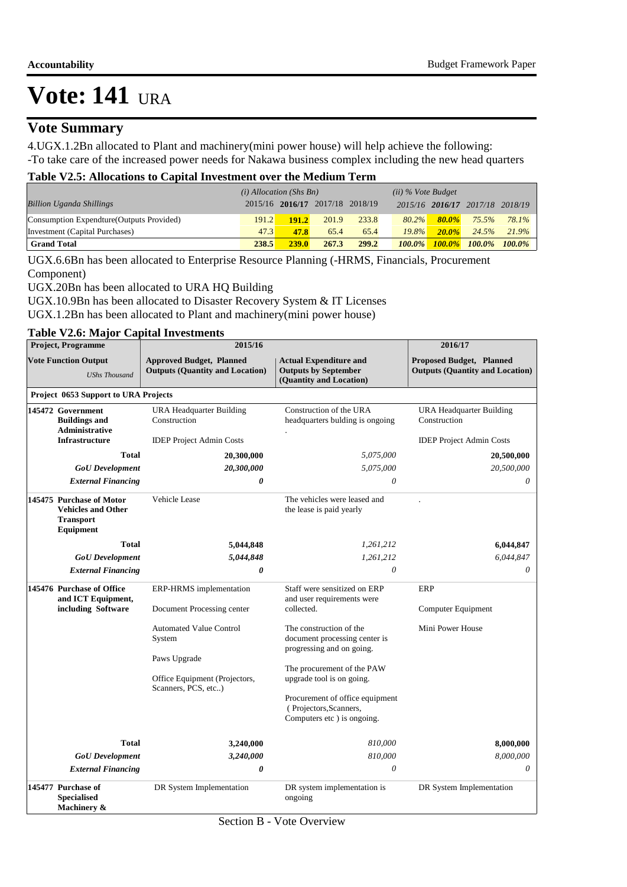# Vote: 141 URA

## Vote Summary

4.UGX.1.2Bn allocated to Plant and machinery(mini power house) will help achieve the following:
-To take care of the increased power needs for Nakawa business complex including the new head quarters

### Table V2.5: Allocations to Capital Investment over the Medium Term

| Billion Uganda Shillings | (i) Allocation (Shs Bn) | | | | (ii) % Vote Budget | | | |
|---|---|---|---|---|---|---|---|---|
| | 2015/16 | **2016/17** | 2017/18 | 2018/19 | 2015/16 | **2016/17** | 2017/18 | 2018/19 |
| Consumption Expendture(Outputs Provided) | 191.2 | **191.2** | 201.9 | 233.8 | 80.2% | **80.0%** | 75.5% | 78.1% |
| Investment (Capital Purchases) | 47.3 | **47.8** | 65.4 | 65.4 | 19.8% | **20.0%** | 24.5% | 21.9% |
| **Grand Total** | **238.5** | **239.0** | **267.3** | **299.2** | **100.0%** | **100.0%** | **100.0%** | **100.0%** |

UGX.6.6Bn has been allocated to Enterprise Resource Planning (-HRMS, Financials, Procurement Component)
UGX.20Bn has been allocated to URA HQ Building
UGX.10.9Bn has been allocated to Disaster Recovery System & IT Licenses
UGX.1.2Bn has been allocated to Plant and machinery(mini power house)

### Table V2.6: Major Capital Investments

| Project, Programme | 2015/16 | | 2016/17 |
|---|---|---|---|
| **Vote Function Output** *UShs Thousand* | **Approved Budget, Planned Outputs (Quantity and Location)** | **Actual Expenditure and Outputs by September (Quantity and Location)** | **Proposed Budget, Planned Outputs (Quantity and Location)** |
| **Project 0653 Support to URA Projects** | | | |
| **145472 Government Buildings and Administrative Infrastructure** | URA Headquarter Building Construction<br>IDEP Project Admin Costs | Construction of the URA headquarters bulding is ongoing<br>. | URA Headquarter Building Construction<br>IDEP Project Admin Costs |
| **Total** | **20,300,000** | *5,075,000* | **20,500,000** |
| ***GoU Development*** | ***20,300,000*** | *5,075,000* | *20,500,000* |
| ***External Financing*** | ***0*** | *0* | *0* |
| **145475 Purchase of Motor Vehicles and Other Transport Equipment** | Vehicle Lease | The vehicles were leased and the lease is paid yearly | . |
| **Total** | **5,044,848** | *1,261,212* | **6,044,847** |
| ***GoU Development*** | ***5,044,848*** | *1,261,212* | *6,044,847* |
| ***External Financing*** | ***0*** | *0* | *0* |
| **145476 Purchase of Office and ICT Equipment, including Software** | ERP-HRMS implementation<br>Document Processing center<br>Automated Value Control System<br>Paws Upgrade<br>Office Equipment (Projectors, Scanners, PCS, etc..) | Staff were sensitized on ERP and user requirements were collected.<br>The construction of the document processing center is progressing and on going.<br>The procurement of the PAW upgrade tool is on going.<br>Procurement of office equipment ( Projectors,Scanners, Computers etc ) is ongoing. | ERP<br>Computer Equipment<br>Mini Power House |
| **Total** | **3,240,000** | *810,000* | **8,000,000** |
| ***GoU Development*** | ***3,240,000*** | *810,000* | *8,000,000* |
| ***External Financing*** | ***0*** | *0* | *0* |
| **145477 Purchase of Specialised Machinery &** | DR System Implementation | DR system implementation is ongoing | DR System Implementation |

Section B - Vote Overview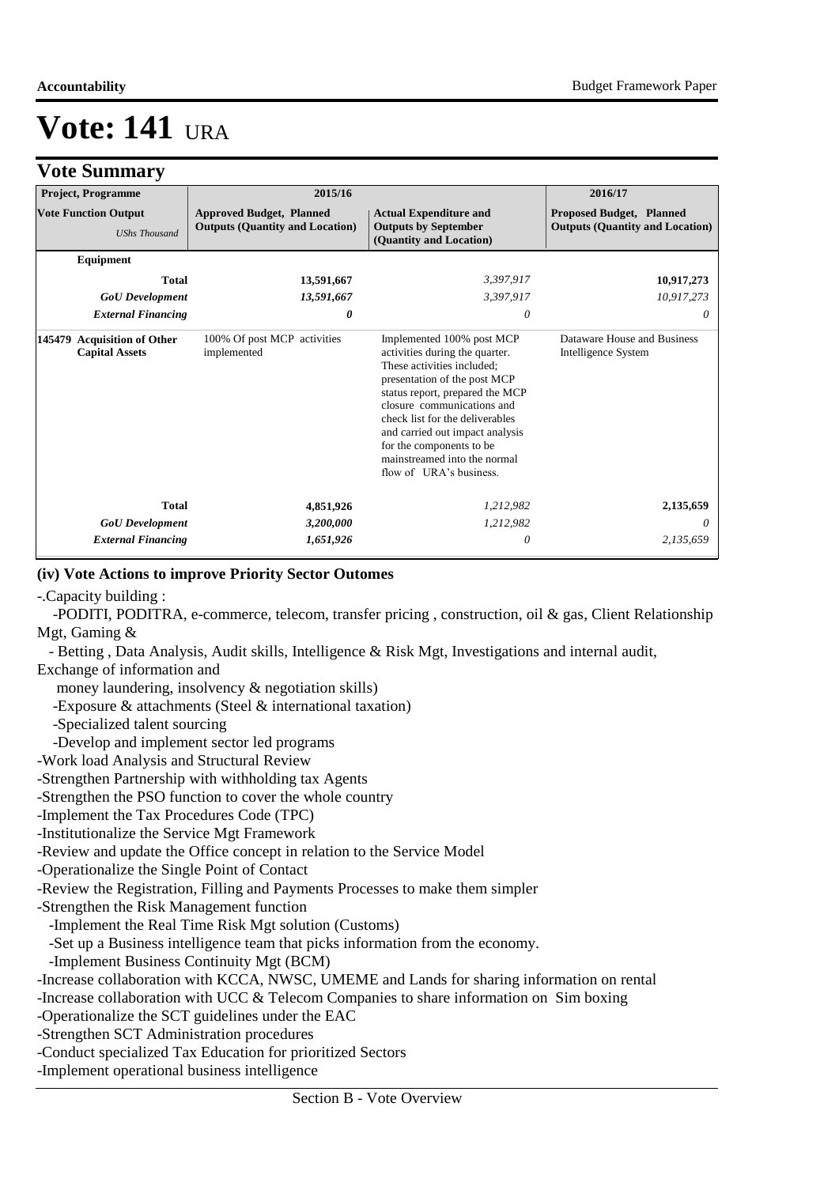# Vote: 141 URA

## Vote Summary

| Project, Programme | 2015/16 | | 2016/17 |
|---|---|---|---|
| **Vote Function Output** *UShs Thousand* | **Approved Budget, Planned Outputs (Quantity and Location)** | **Actual Expenditure and Outputs by September (Quantity and Location)** | **Proposed Budget, Planned Outputs (Quantity and Location)** |
| **Equipment** | | | |
| **Total** | **13,591,667** | *3,397,917* | **10,917,273** |
| ***GoU Development*** | ***13,591,667*** | *3,397,917* | *10,917,273* |
| ***External Financing*** | ***0*** | *0* | *0* |
| **145479 Acquisition of Other Capital Assets** | 100% Of post MCP activities implemented | Implemented 100% post MCP activities during the quarter. These activities included; presentation of the post MCP status report, prepared the MCP closure communications and check list for the deliverables and carried out impact analysis for the components to be mainstreamed into the normal flow of URA's business. | Dataware House and Business Intelligence System |
| **Total** | **4,851,926** | *1,212,982* | **2,135,659** |
| ***GoU Development*** | ***3,200,000*** | *1,212,982* | *0* |
| ***External Financing*** | ***1,651,926*** | *0* | *2,135,659* |

**(iv) Vote Actions to improve Priority Sector Outomes**

-.Capacity building :

-PODITI, PODITRA, e-commerce, telecom, transfer pricing , construction, oil & gas, Client Relationship Mgt, Gaming &

- Betting , Data Analysis, Audit skills, Intelligence & Risk Mgt, Investigations and internal audit, Exchange of information and

money laundering, insolvency & negotiation skills)

-Exposure & attachments (Steel & international taxation)

-Specialized talent sourcing

-Develop and implement sector led programs

-Work load Analysis and Structural Review

-Strengthen Partnership with withholding tax Agents

-Strengthen the PSO function to cover the whole country

-Implement the Tax Procedures Code (TPC)

-Institutionalize the Service Mgt Framework

-Review and update the Office concept in relation to the Service Model

-Operationalize the Single Point of Contact

-Review the Registration, Filling and Payments Processes to make them simpler

-Strengthen the Risk Management function

-Implement the Real Time Risk Mgt solution (Customs)

-Set up a Business intelligence team that picks information from the economy.

-Implement Business Continuity Mgt (BCM)

-Increase collaboration with KCCA, NWSC, UMEME and Lands for sharing information on rental

-Increase collaboration with UCC & Telecom Companies to share information on Sim boxing

-Operationalize the SCT guidelines under the EAC

-Strengthen SCT Administration procedures

-Conduct specialized Tax Education for prioritized Sectors

-Implement operational business intelligence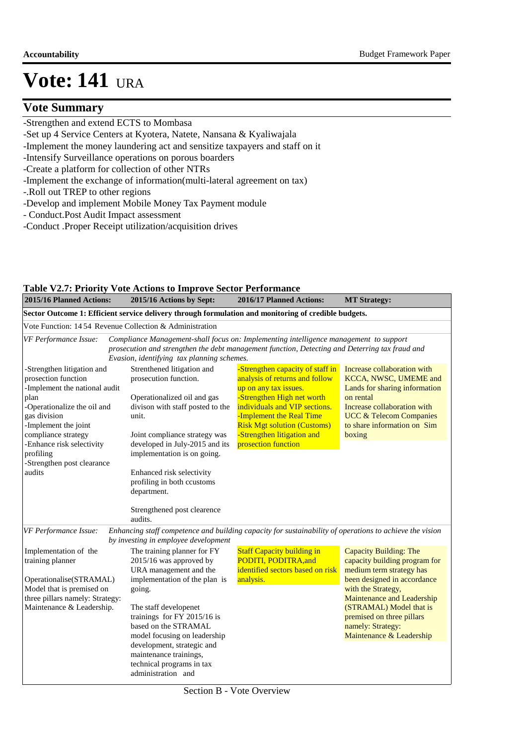# Vote: 141 URA

## Vote Summary

-Strengthen and extend ECTS to Mombasa
-Set up 4 Service Centers at Kyotera, Natete, Nansana & Kyaliwajala
-Implement the money laundering act and sensitize taxpayers and staff on it
-Intensify Surveillance operations on porous boarders
-Create a platform for collection of other NTRs
-Implement the exchange of information(multi-lateral agreement on tax)
-.Roll out TREP to other regions
-Develop and implement Mobile Money Tax Payment module
- Conduct.Post Audit Impact assessment
-Conduct .Proper Receipt utilization/acquisition drives

**Table V2.7: Priority Vote Actions to Improve Sector Performance**

| 2015/16 Planned Actions: | 2015/16 Actions by Sept: | 2016/17 Planned Actions: | MT Strategy: |
|---|---|---|---|
| **Sector Outcome 1: Efficient service delivery through formulation and monitoring of credible budgets.** | | | |
| Vote Function: 14 54 Revenue Collection & Administration | | | |
| *VF Performance Issue:* *Compliance Management-shall focus on: Implementing intelligence management to support prosecution and strengthen the debt management function, Detecting and Deterring tax fraud and Evasion, identifying tax planning schemes.* | | | |
| -Strengthen litigation and prosection function<br>-Implement the national audit plan<br>-Operationalize the oil and gas division<br>-Implement the joint compliance strategy<br>-Enhance risk selectivity profiling<br>-Strengthen post clearance audits | Strenthened litigation and prosection function.<br><br>Operationalized oil and gas divison with staff posted to the unit.<br><br>Joint compliance strategy was developed in July-2015 and its implementation is on going.<br><br>Enhanced risk selectivity profiling in both ccustoms department.<br><br>Strengthened post clearence audits. | -Strengthen capacity of staff in analysis of returns and follow up on any tax issues.<br>-Strengthen High net worth individuals and VIP sections.<br>-Implement the Real Time Risk Mgt solution (Customs)<br>-Strengthen litigation and prosection function | Increase collaboration with KCCA, NWSC, UMEME and Lands for sharing information on rental<br>Increase collaboration with UCC & Telecom Companies to share information on Sim boxing |
| *VF Performance Issue:* *Enhancing staff competence and building capacity for sustainability of operations to achieve the vision by investing in employee development* | | | |
| Implementation of the training planner<br><br>Operationalise(STRAMAL) Model that is premised on three pillars namely: Strategy: Maintenance & Leadership. | The training planner for FY 2015/16 was approved by URA management and the implementation of the plan is going.<br><br>The staff developenet trainings for FY 2015/16 is based on the STRAMAL model focusing on leadership development, strategic and maintenance trainings, technical programs in tax administration and | Staff Capacity building in PODITI, PODITRA,and identified sectors based on risk analysis. | Capacity Building: The capacity building program for medium term strategy has been designed in accordance with the Strategy, Maintenance and Leadership (STRAMAL) Model that is premised on three pillars namely: Strategy: Maintenance & Leadership |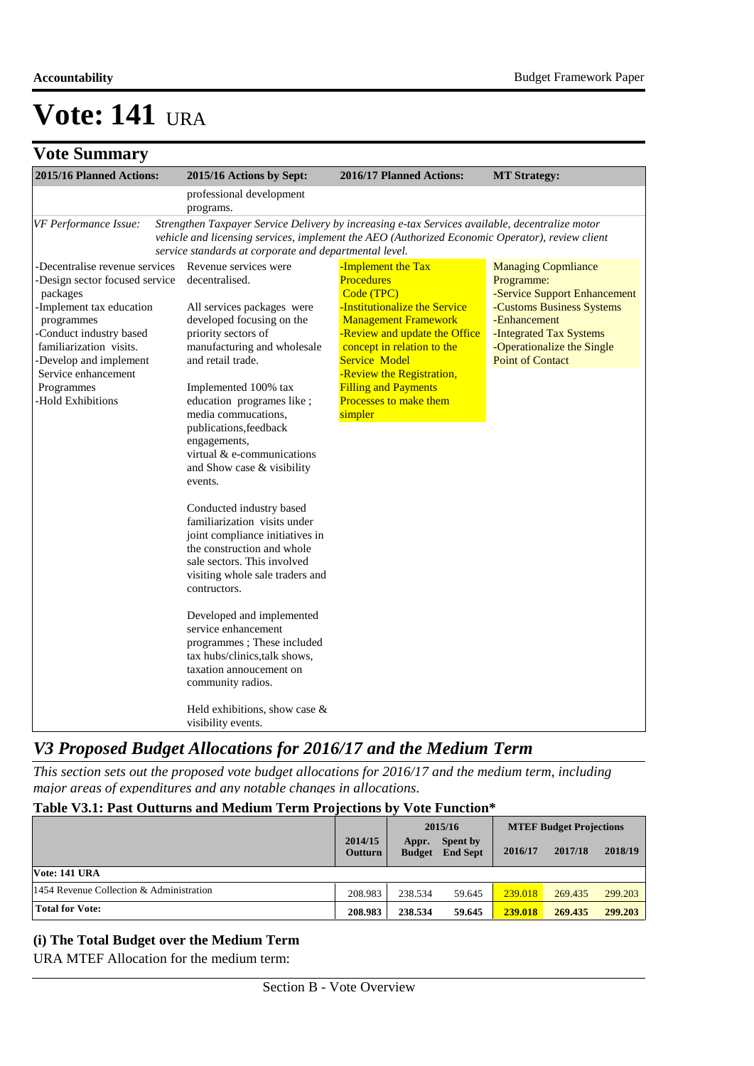# Vote: 141 URA

## Vote Summary

| 2015/16 Planned Actions: | 2015/16 Actions by Sept: | 2016/17 Planned Actions: | MT Strategy: |
|---|---|---|---|
| | professional development programs. | | |
| *VF Performance Issue:* | *Strengthen Taxpayer Service Delivery by increasing e-tax Services available, decentralize motor vehicle and licensing services, implement the AEO (Authorized Economic Operator), review client service standards at corporate and departmental level.* | | |
| -Decentralise revenue services<br>-Design sector focused service packages<br>-Implement tax education programmes<br>-Conduct industry based familiarization visits.<br>-Develop and implement Service enhancement Programmes<br>-Hold Exhibitions | Revenue services were decentralised.<br><br>All services packages were developed focusing on the priority sectors of manufacturing and wholesale and retail trade.<br><br>Implemented 100% tax education programes like ; media commucations, publications,feedback engagements, virtual & e-communications and Show case & visibility events.<br><br>Conducted industry based familiarization visits under joint compliance initiatives in the construction and whole sale sectors. This involved visiting whole sale traders and contructors.<br><br>Developed and implemented service enhancement programmes ; These included tax hubs/clinics,talk shows, taxation annoucement on community radios.<br><br>Held exhibitions, show case & visibility events. | -Implement the Tax Procedures Code (TPC)<br>-Institutionalize the Service Management Framework<br>-Review and update the Office concept in relation to the Service Model<br>-Review the Registration, Filling and Payments Processes to make them simpler | Managing Copmliance Programme:<br>-Service Support Enhancement<br>-Customs Business Systems<br>-Enhancement<br>-Integrated Tax Systems<br>-Operationalize the Single Point of Contact |

## *V3 Proposed Budget Allocations for 2016/17 and the Medium Term*

*This section sets out the proposed vote budget allocations for 2016/17 and the medium term, including major areas of expenditures and any notable changes in allocations.*

**Table V3.1: Past Outturns and Medium Term Projections by Vote Function***

| | 2014/15 | 2015/16 | | MTEF Budget Projections | | |
|---|---|---|---|---|---|---|
| | Outturn | Appr. Budget | Spent by End Sept | 2016/17 | 2017/18 | 2018/19 |
| **Vote: 141 URA** | | | | | | |
| 1454 Revenue Collection & Administration | 208.983 | 238.534 | 59.645 | 239.018 | 269.435 | 299.203 |
| **Total for Vote:** | **208.983** | **238.534** | **59.645** | **239.018** | **269.435** | **299.203** |

### (i) The Total Budget over the Medium Term

URA MTEF Allocation for the medium term: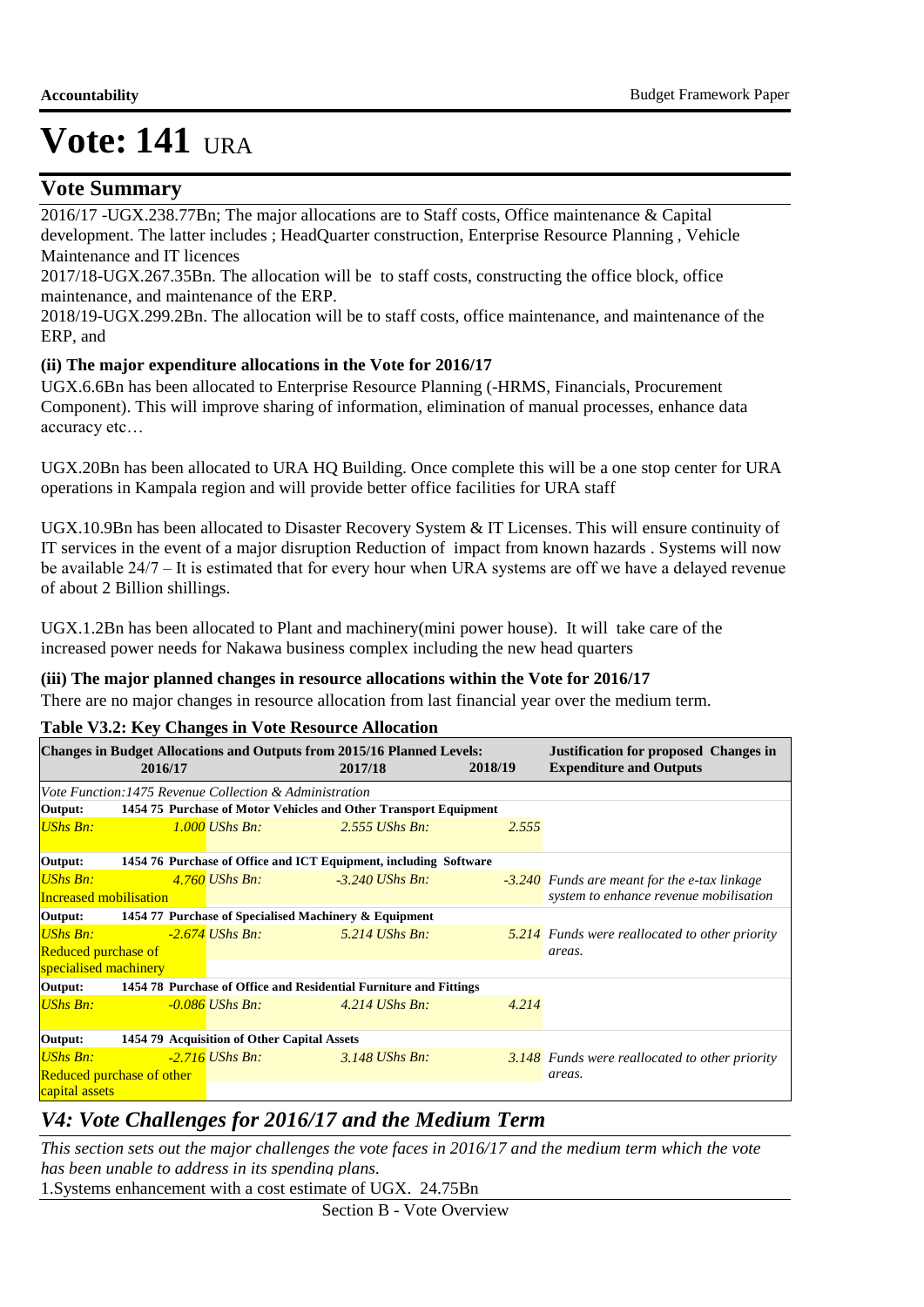# Vote: 141 URA

## Vote Summary

2016/17 -UGX.238.77Bn; The major allocations are to Staff costs, Office maintenance & Capital development. The latter includes ; HeadQuarter construction, Enterprise Resource Planning , Vehicle Maintenance and IT licences

2017/18-UGX.267.35Bn. The allocation will be to staff costs, constructing the office block, office maintenance, and maintenance of the ERP.

2018/19-UGX.299.2Bn. The allocation will be to staff costs, office maintenance, and maintenance of the ERP, and

### (ii) The major expenditure allocations in the Vote for 2016/17

UGX.6.6Bn has been allocated to Enterprise Resource Planning (-HRMS, Financials, Procurement Component). This will improve sharing of information, elimination of manual processes, enhance data accuracy etc…

UGX.20Bn has been allocated to URA HQ Building. Once complete this will be a one stop center for URA operations in Kampala region and will provide better office facilities for URA staff

UGX.10.9Bn has been allocated to Disaster Recovery System & IT Licenses. This will ensure continuity of IT services in the event of a major disruption Reduction of impact from known hazards . Systems will now be available 24/7 – It is estimated that for every hour when URA systems are off we have a delayed revenue of about 2 Billion shillings.

UGX.1.2Bn has been allocated to Plant and machinery(mini power house). It will take care of the increased power needs for Nakawa business complex including the new head quarters

### (iii) The major planned changes in resource allocations within the Vote for 2016/17

There are no major changes in resource allocation from last financial year over the medium term.

**Table V3.2: Key Changes in Vote Resource Allocation**

| Changes in Budget Allocations and Outputs from 2015/16 Planned Levels: 2016/17 | 2017/18 | 2018/19 | Justification for proposed Changes in Expenditure and Outputs |
|---|---|---|---|
| *Vote Function:1475 Revenue Collection & Administration* | | | |
| **Output: 1454 75 Purchase of Motor Vehicles and Other Transport Equipment** | | | |
| *UShs Bn: 1.000* | *UShs Bn: 2.555* | *UShs Bn: 2.555* | |
| **Output: 1454 76 Purchase of Office and ICT Equipment, including Software** | | | |
| *UShs Bn: 4.760* Increased mobilisation | *UShs Bn: -3.240* | *UShs Bn: -3.240* | *Funds are meant for the e-tax linkage system to enhance revenue mobilisation* |
| **Output: 1454 77 Purchase of Specialised Machinery & Equipment** | | | |
| *UShs Bn: -2.674* Reduced purchase of specialised machinery | *UShs Bn: 5.214* | *UShs Bn: 5.214* | *Funds were reallocated to other priority areas.* |
| **Output: 1454 78 Purchase of Office and Residential Furniture and Fittings** | | | |
| *UShs Bn: -0.086* | *UShs Bn: 4.214* | *UShs Bn: 4.214* | |
| **Output: 1454 79 Acquisition of Other Capital Assets** | | | |
| *UShs Bn: -2.716* Reduced purchase of other capital assets | *UShs Bn: 3.148* | *UShs Bn: 3.148* | *Funds were reallocated to other priority areas.* |

## *V4: Vote Challenges for 2016/17 and the Medium Term*

*This section sets out the major challenges the vote faces in 2016/17 and the medium term which the vote has been unable to address in its spending plans.*

1.Systems enhancement with a cost estimate of UGX. 24.75Bn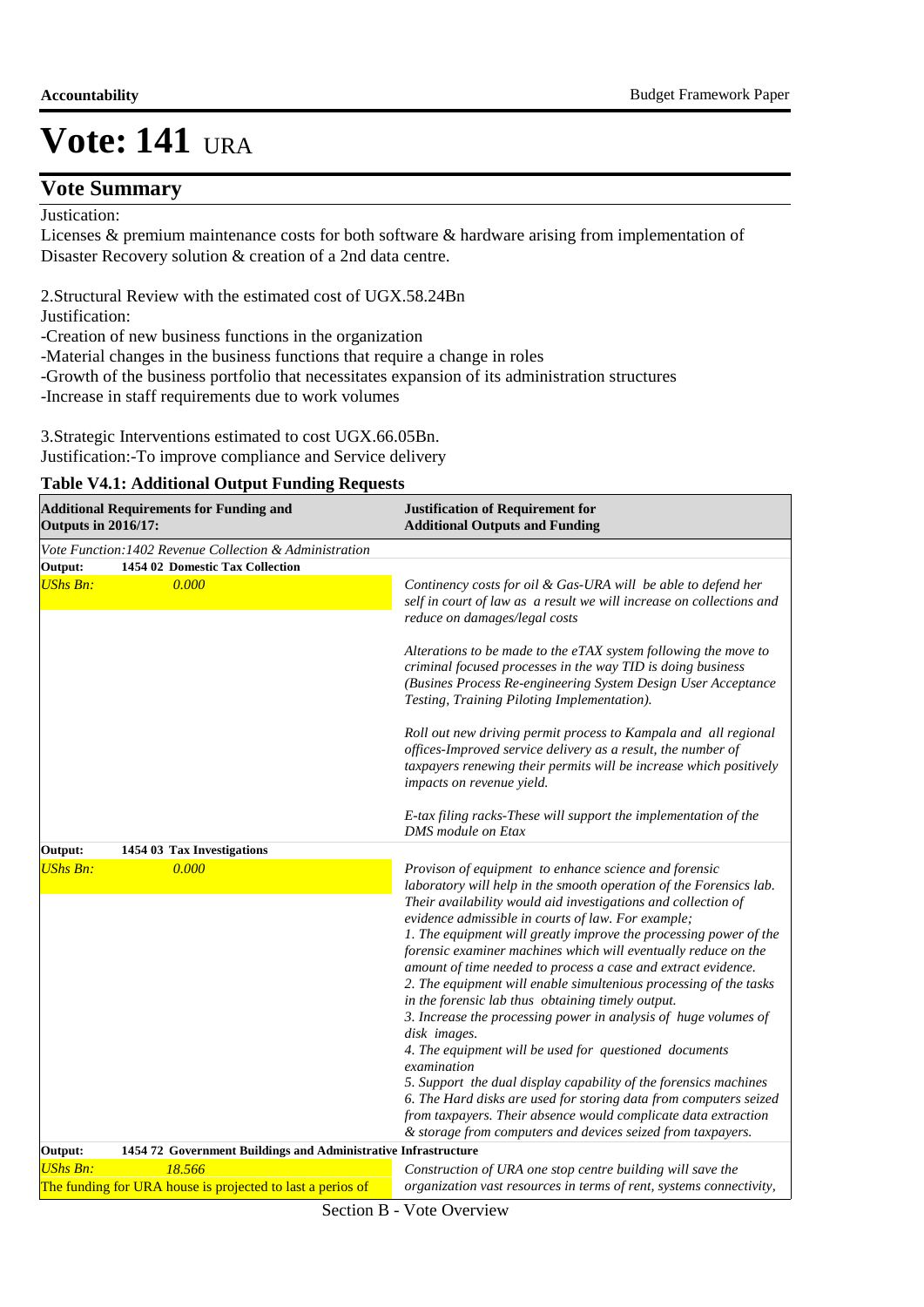# Vote: 141 URA

## Vote Summary

Justication:
Licenses & premium maintenance costs for both software & hardware arising from implementation of Disaster Recovery solution & creation of a 2nd data centre.

2.Structural Review with the estimated cost of UGX.58.24Bn
Justification:
-Creation of new business functions in the organization
-Material changes in the business functions that require a change in roles
-Growth of the business portfolio that necessitates expansion of its administration structures
-Increase in staff requirements due to work volumes

3.Strategic Interventions estimated to cost UGX.66.05Bn.
Justification:-To improve compliance and Service delivery

**Table V4.1: Additional Output Funding Requests**

| Additional Requirements for Funding and Outputs in 2016/17: | Justification of Requirement for Additional Outputs and Funding |
|---|---|
| *Vote Function:1402 Revenue Collection & Administration* | |
| **Output: 1454 02 Domestic Tax Collection** | |
| *UShs Bn: 0.000* | *Continency costs for oil & Gas-URA will be able to defend her self in court of law as a result we will increase on collections and reduce on damages/legal costs*<br><br>*Alterations to be made to the eTAX system following the move to criminal focused processes in the way TID is doing business (Busines Process Re-engineering System Design User Acceptance Testing, Training Piloting Implementation).*<br><br>*Roll out new driving permit process to Kampala and all regional offices-Improved service delivery as a result, the number of taxpayers renewing their permits will be increase which positively impacts on revenue yield.*<br><br>*E-tax filing racks-These will support the implementation of the DMS module on Etax* |
| **Output: 1454 03 Tax Investigations** | |
| *UShs Bn: 0.000* | *Provison of equipment to enhance science and forensic laboratory will help in the smooth operation of the Forensics lab. Their availability would aid investigations and collection of evidence admissible in courts of law. For example;*<br>*1. The equipment will greatly improve the processing power of the forensic examiner machines which will eventually reduce on the amount of time needed to process a case and extract evidence.*<br>*2. The equipment will enable simultenious processing of the tasks in the forensic lab thus obtaining timely output.*<br>*3. Increase the processing power in analysis of huge volumes of disk images.*<br>*4. The equipment will be used for questioned documents examination*<br>*5. Support the dual display capability of the forensics machines*<br>*6. The Hard disks are used for storing data from computers seized from taxpayers. Their absence would complicate data extraction & storage from computers and devices seized from taxpayers.* |
| **Output: 1454 72 Government Buildings and Administrative Infrastructure** | |
| *UShs Bn: 18.566*<br>The funding for URA house is projected to last a perios of | *Construction of URA one stop centre building will save the organization vast resources in terms of rent, systems connectivity,* |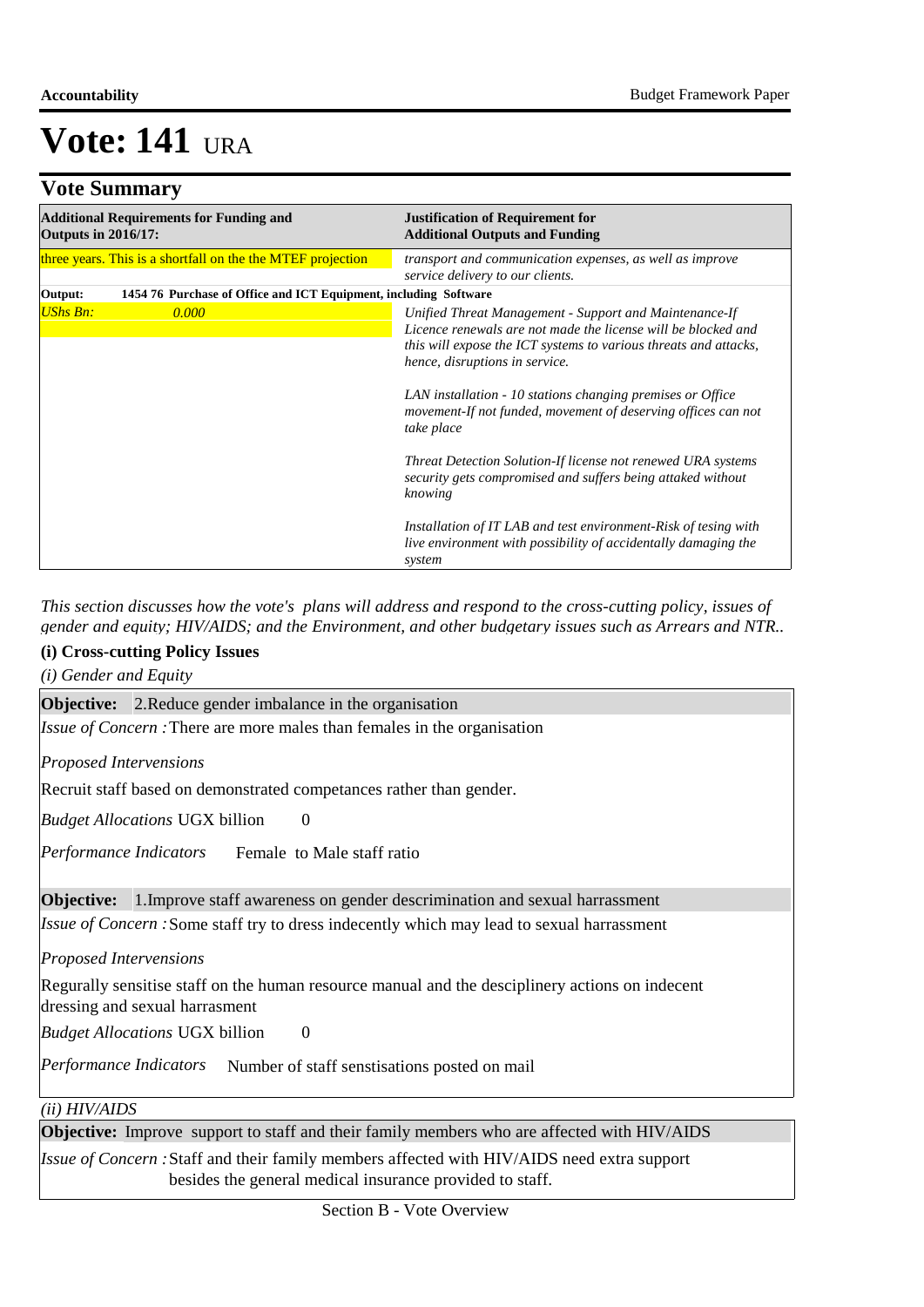# Vote: 141 URA

## Vote Summary

| Additional Requirements for Funding and Outputs in 2016/17: | Justification of Requirement for Additional Outputs and Funding |
|---|---|
| three years. This is a shortfall on the the MTEF projection | *transport and communication expenses, as well as improve service delivery to our clients.* |
| **Output: 1454 76 Purchase of Office and ICT Equipment, including Software** | |
| *UShs Bn: 0.000* | *Unified Threat Management - Support and Maintenance-If Licence renewals are not made the license will be blocked and this will expose the ICT systems to various threats and attacks, hence, disruptions in service.*<br><br>*LAN installation - 10 stations changing premises or Office movement-If not funded, movement of deserving offices can not take place*<br><br>*Threat Detection Solution-If license not renewed URA systems security gets compromised and suffers being attaked without knowing*<br><br>*Installation of IT LAB and test environment-Risk of tesing with live environment with possibility of accidentally damaging the system* |

*This section discusses how the vote's plans will address and respond to the cross-cutting policy, issues of gender and equity; HIV/AIDS; and the Environment, and other budgetary issues such as Arrears and NTR..*

**(i) Cross-cutting Policy Issues**

*(i) Gender and Equity*

**Objective:** 2.Reduce gender imbalance in the organisation

*Issue of Concern :* There are more males than females in the organisation

*Proposed Intervensions*

Recruit staff based on demonstrated competances rather than gender.

*Budget Allocations* UGX billion 0

*Performance Indicators* Female to Male staff ratio

**Objective:** 1.Improve staff awareness on gender descrimination and sexual harrassment

*Issue of Concern :* Some staff try to dress indecently which may lead to sexual harrassment

*Proposed Intervensions*

Regurally sensitise staff on the human resource manual and the desciplinery actions on indecent dressing and sexual harrasment

*Budget Allocations* UGX billion 0

*Performance Indicators* Number of staff senstisations posted on mail

*(ii) HIV/AIDS*

**Objective:** Improve support to staff and their family members who are affected with HIV/AIDS

*Issue of Concern :* Staff and their family members affected with HIV/AIDS need extra support besides the general medical insurance provided to staff.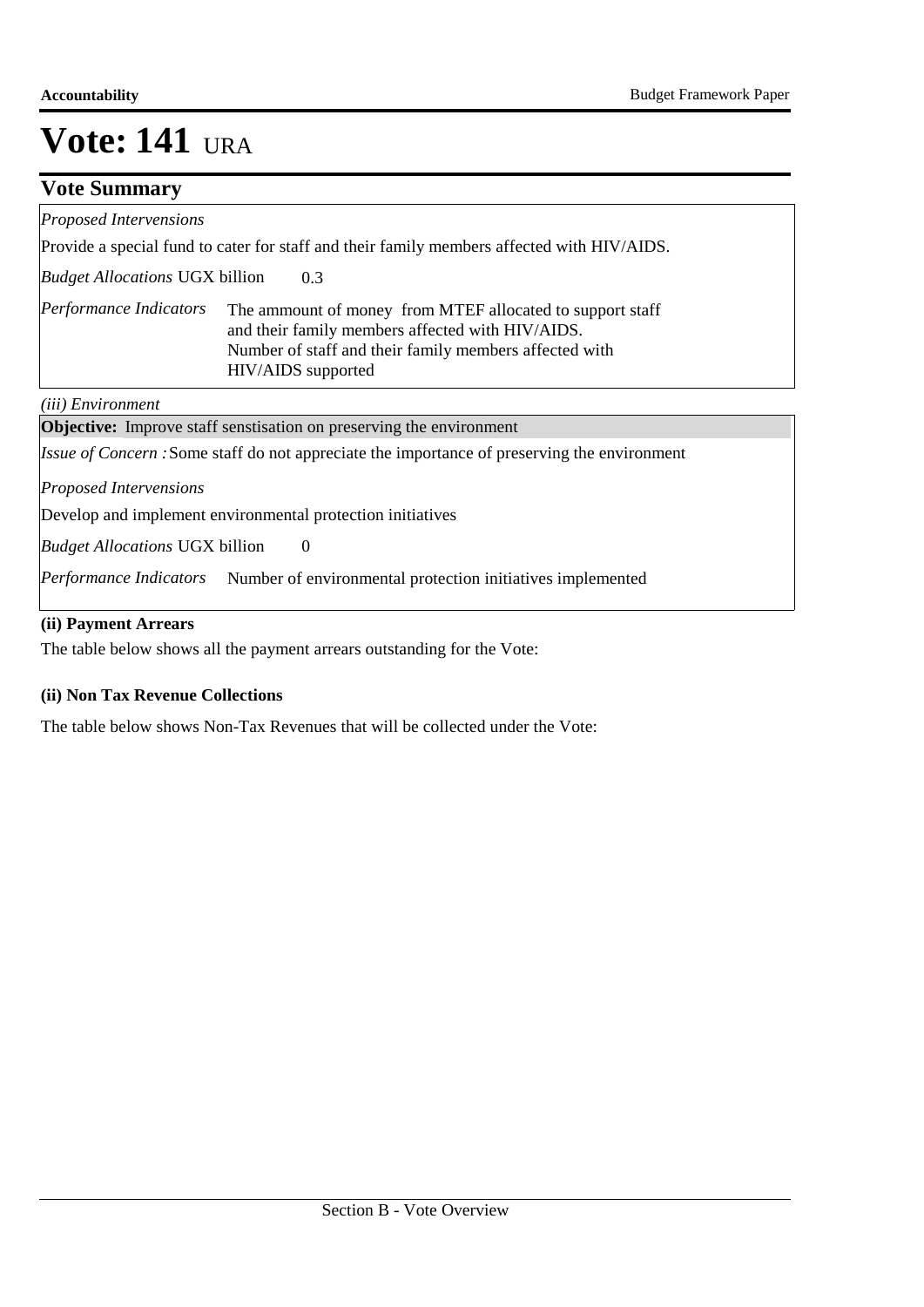# Vote: 141 URA

## Vote Summary

*Proposed Interventions*

Provide a special fund to cater for staff and their family members affected with HIV/AIDS.

*Budget Allocations* UGX billion 0.3

*Performance Indicators* The ammount of money from MTEF allocated to support staff and their family members affected with HIV/AIDS.
Number of staff and their family members affected with HIV/AIDS supported

*(iii) Environment*

**Objective:** Improve staff senstisation on preserving the environment

*Issue of Concern :* Some staff do not appreciate the importance of preserving the environment

*Proposed Interventions*

Develop and implement environmental protection initiatives

*Budget Allocations* UGX billion 0

*Performance Indicators* Number of environmental protection initiatives implemented

**(ii) Payment Arrears**

The table below shows all the payment arrears outstanding for the Vote:

**(ii) Non Tax Revenue Collections**

The table below shows Non-Tax Revenues that will be collected under the Vote: